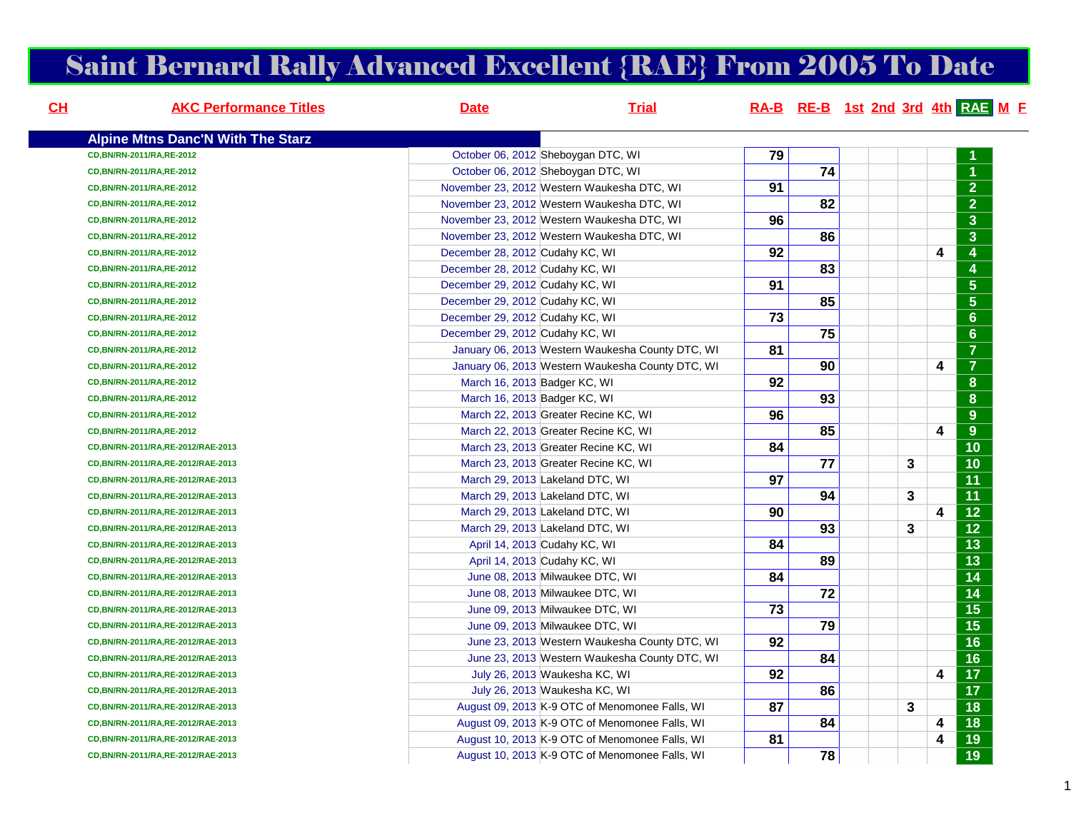# Saint Bernard Rally Advanced Excellent {RAE} From 2005 To Date

| CH | AKC Performance Titles | Date | Trial | RA-B | RE-B | 1st | 2nd | 3rd | 4th | RAE | M | F |
|---|---|---|---|---|---|---|---|---|---|---|---|---|
| **Alpine Mtns Danc'N With The Starz** | | | | | | | | | | | | |
| | CD,BN/RN-2011/RA,RE-2012 | October 06, 2012 | Sheboygan DTC, WI | 79 | | | | | | 1 | | |
| | CD,BN/RN-2011/RA,RE-2012 | October 06, 2012 | Sheboygan DTC, WI | | 74 | | | | | 1 | | |
| | CD,BN/RN-2011/RA,RE-2012 | November 23, 2012 | Western Waukesha DTC, WI | 91 | | | | | | 2 | | |
| | CD,BN/RN-2011/RA,RE-2012 | November 23, 2012 | Western Waukesha DTC, WI | | 82 | | | | | 2 | | |
| | CD,BN/RN-2011/RA,RE-2012 | November 23, 2012 | Western Waukesha DTC, WI | 96 | | | | | | 3 | | |
| | CD,BN/RN-2011/RA,RE-2012 | November 23, 2012 | Western Waukesha DTC, WI | | 86 | | | | | 3 | | |
| | CD,BN/RN-2011/RA,RE-2012 | December 28, 2012 | Cudahy KC, WI | 92 | | | | | 4 | 4 | | |
| | CD,BN/RN-2011/RA,RE-2012 | December 28, 2012 | Cudahy KC, WI | | 83 | | | | | 4 | | |
| | CD,BN/RN-2011/RA,RE-2012 | December 29, 2012 | Cudahy KC, WI | 91 | | | | | | 5 | | |
| | CD,BN/RN-2011/RA,RE-2012 | December 29, 2012 | Cudahy KC, WI | | 85 | | | | | 5 | | |
| | CD,BN/RN-2011/RA,RE-2012 | December 29, 2012 | Cudahy KC, WI | 73 | | | | | | 6 | | |
| | CD,BN/RN-2011/RA,RE-2012 | December 29, 2012 | Cudahy KC, WI | | 75 | | | | | 6 | | |
| | CD,BN/RN-2011/RA,RE-2012 | January 06, 2013 | Western Waukesha County DTC, WI | 81 | | | | | | 7 | | |
| | CD,BN/RN-2011/RA,RE-2012 | January 06, 2013 | Western Waukesha County DTC, WI | | 90 | | | | 4 | 7 | | |
| | CD,BN/RN-2011/RA,RE-2012 | March 16, 2013 | Badger KC, WI | 92 | | | | | | 8 | | |
| | CD,BN/RN-2011/RA,RE-2012 | March 16, 2013 | Badger KC, WI | | 93 | | | | | 8 | | |
| | CD,BN/RN-2011/RA,RE-2012 | March 22, 2013 | Greater Recine KC, WI | 96 | | | | | | 9 | | |
| | CD,BN/RN-2011/RA,RE-2012 | March 22, 2013 | Greater Recine KC, WI | | 85 | | | | 4 | 9 | | |
| | CD,BN/RN-2011/RA,RE-2012/RAE-2013 | March 23, 2013 | Greater Recine KC, WI | 84 | | | | | | 10 | | |
| | CD,BN/RN-2011/RA,RE-2012/RAE-2013 | March 23, 2013 | Greater Recine KC, WI | | 77 | | | 3 | | 10 | | |
| | CD,BN/RN-2011/RA,RE-2012/RAE-2013 | March 29, 2013 | Lakeland DTC, WI | 97 | | | | | | 11 | | |
| | CD,BN/RN-2011/RA,RE-2012/RAE-2013 | March 29, 2013 | Lakeland DTC, WI | | 94 | | | 3 | | 11 | | |
| | CD,BN/RN-2011/RA,RE-2012/RAE-2013 | March 29, 2013 | Lakeland DTC, WI | 90 | | | | | 4 | 12 | | |
| | CD,BN/RN-2011/RA,RE-2012/RAE-2013 | March 29, 2013 | Lakeland DTC, WI | | 93 | | | 3 | | 12 | | |
| | CD,BN/RN-2011/RA,RE-2012/RAE-2013 | April 14, 2013 | Cudahy KC, WI | 84 | | | | | | 13 | | |
| | CD,BN/RN-2011/RA,RE-2012/RAE-2013 | April 14, 2013 | Cudahy KC, WI | | 89 | | | | | 13 | | |
| | CD,BN/RN-2011/RA,RE-2012/RAE-2013 | June 08, 2013 | Milwaukee DTC, WI | 84 | | | | | | 14 | | |
| | CD,BN/RN-2011/RA,RE-2012/RAE-2013 | June 08, 2013 | Milwaukee DTC, WI | | 72 | | | | | 14 | | |
| | CD,BN/RN-2011/RA,RE-2012/RAE-2013 | June 09, 2013 | Milwaukee DTC, WI | 73 | | | | | | 15 | | |
| | CD,BN/RN-2011/RA,RE-2012/RAE-2013 | June 09, 2013 | Milwaukee DTC, WI | | 79 | | | | | 15 | | |
| | CD,BN/RN-2011/RA,RE-2012/RAE-2013 | June 23, 2013 | Western Waukesha County DTC, WI | 92 | | | | | | 16 | | |
| | CD,BN/RN-2011/RA,RE-2012/RAE-2013 | June 23, 2013 | Western Waukesha County DTC, WI | | 84 | | | | | 16 | | |
| | CD,BN/RN-2011/RA,RE-2012/RAE-2013 | July 26, 2013 | Waukesha KC, WI | 92 | | | | | 4 | 17 | | |
| | CD,BN/RN-2011/RA,RE-2012/RAE-2013 | July 26, 2013 | Waukesha KC, WI | | 86 | | | | | 17 | | |
| | CD,BN/RN-2011/RA,RE-2012/RAE-2013 | August 09, 2013 | K-9 OTC of Menomonee Falls, WI | 87 | | | | 3 | | 18 | | |
| | CD,BN/RN-2011/RA,RE-2012/RAE-2013 | August 09, 2013 | K-9 OTC of Menomonee Falls, WI | | 84 | | | | 4 | 18 | | |
| | CD,BN/RN-2011/RA,RE-2012/RAE-2013 | August 10, 2013 | K-9 OTC of Menomonee Falls, WI | 81 | | | | | 4 | 19 | | |
| | CD,BN/RN-2011/RA,RE-2012/RAE-2013 | August 10, 2013 | K-9 OTC of Menomonee Falls, WI | | 78 | | | | | 19 | | |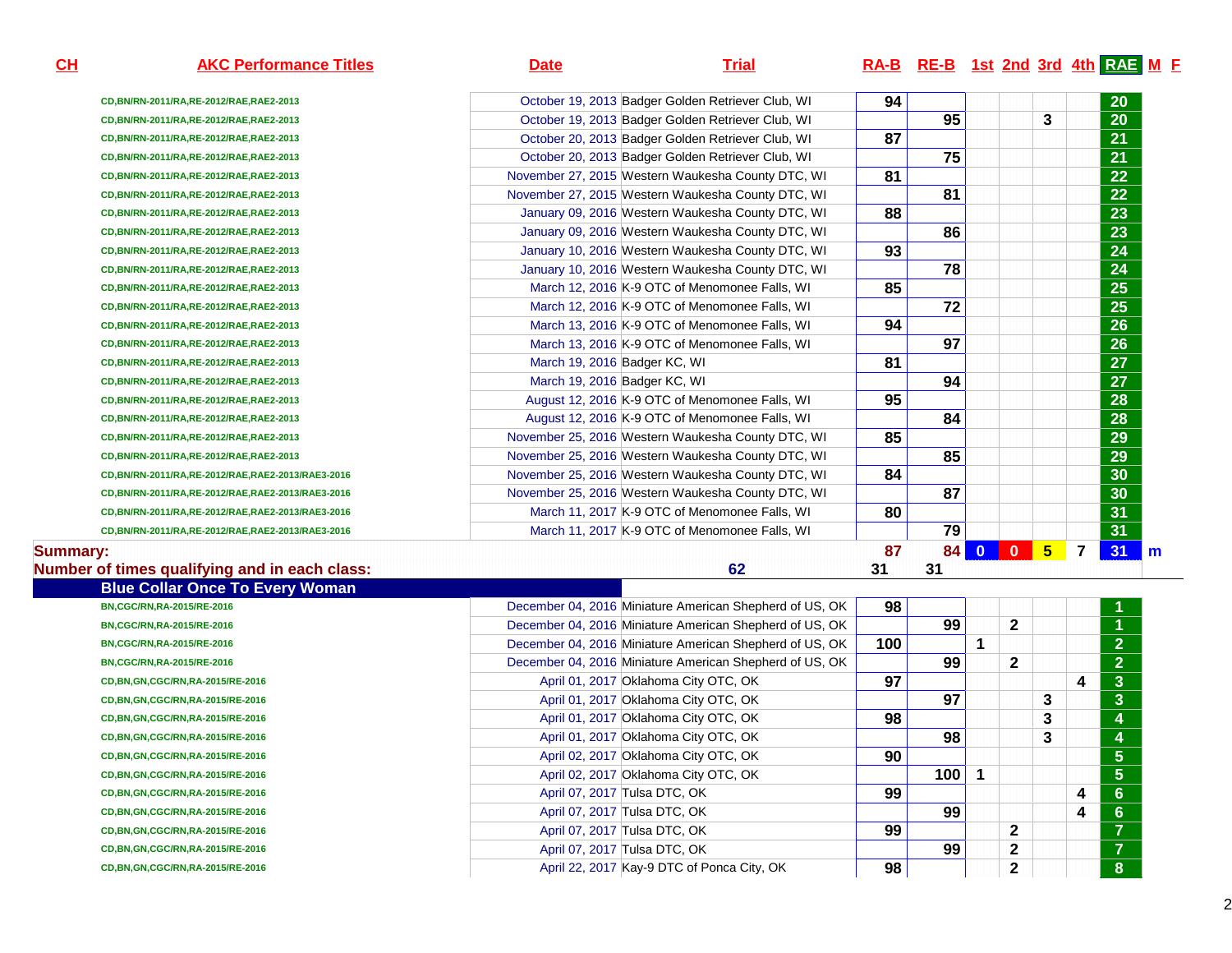| CH | AKC Performance Titles | Date | Trial | RA-B | RE-B | 1st | 2nd | 3rd | 4th | RAE | M | F |
|---|---|---|---|---|---|---|---|---|---|---|---|---|
| | CD,BN/RN-2011/RA,RE-2012/RAE,RAE2-2013 | October 19, 2013 | Badger Golden Retriever Club, WI | 94 | | | | | | 20 | | |
| | CD,BN/RN-2011/RA,RE-2012/RAE,RAE2-2013 | October 19, 2013 | Badger Golden Retriever Club, WI | | 95 | | | 3 | | 20 | | |
| | CD,BN/RN-2011/RA,RE-2012/RAE,RAE2-2013 | October 20, 2013 | Badger Golden Retriever Club, WI | 87 | | | | | | 21 | | |
| | CD,BN/RN-2011/RA,RE-2012/RAE,RAE2-2013 | October 20, 2013 | Badger Golden Retriever Club, WI | | 75 | | | | | 21 | | |
| | CD,BN/RN-2011/RA,RE-2012/RAE,RAE2-2013 | November 27, 2015 | Western Waukesha County DTC, WI | 81 | | | | | | 22 | | |
| | CD,BN/RN-2011/RA,RE-2012/RAE,RAE2-2013 | November 27, 2015 | Western Waukesha County DTC, WI | | 81 | | | | | 22 | | |
| | CD,BN/RN-2011/RA,RE-2012/RAE,RAE2-2013 | January 09, 2016 | Western Waukesha County DTC, WI | 88 | | | | | | 23 | | |
| | CD,BN/RN-2011/RA,RE-2012/RAE,RAE2-2013 | January 09, 2016 | Western Waukesha County DTC, WI | | 86 | | | | | 23 | | |
| | CD,BN/RN-2011/RA,RE-2012/RAE,RAE2-2013 | January 10, 2016 | Western Waukesha County DTC, WI | 93 | | | | | | 24 | | |
| | CD,BN/RN-2011/RA,RE-2012/RAE,RAE2-2013 | January 10, 2016 | Western Waukesha County DTC, WI | | 78 | | | | | 24 | | |
| | CD,BN/RN-2011/RA,RE-2012/RAE,RAE2-2013 | March 12, 2016 | K-9 OTC of Menomonee Falls, WI | 85 | | | | | | 25 | | |
| | CD,BN/RN-2011/RA,RE-2012/RAE,RAE2-2013 | March 12, 2016 | K-9 OTC of Menomonee Falls, WI | | 72 | | | | | 25 | | |
| | CD,BN/RN-2011/RA,RE-2012/RAE,RAE2-2013 | March 13, 2016 | K-9 OTC of Menomonee Falls, WI | 94 | | | | | | 26 | | |
| | CD,BN/RN-2011/RA,RE-2012/RAE,RAE2-2013 | March 13, 2016 | K-9 OTC of Menomonee Falls, WI | | 97 | | | | | 26 | | |
| | CD,BN/RN-2011/RA,RE-2012/RAE,RAE2-2013 | March 19, 2016 | Badger KC, WI | 81 | | | | | | 27 | | |
| | CD,BN/RN-2011/RA,RE-2012/RAE,RAE2-2013 | March 19, 2016 | Badger KC, WI | | 94 | | | | | 27 | | |
| | CD,BN/RN-2011/RA,RE-2012/RAE,RAE2-2013 | August 12, 2016 | K-9 OTC of Menomonee Falls, WI | 95 | | | | | | 28 | | |
| | CD,BN/RN-2011/RA,RE-2012/RAE,RAE2-2013 | August 12, 2016 | K-9 OTC of Menomonee Falls, WI | | 84 | | | | | 28 | | |
| | CD,BN/RN-2011/RA,RE-2012/RAE,RAE2-2013 | November 25, 2016 | Western Waukesha County DTC, WI | 85 | | | | | | 29 | | |
| | CD,BN/RN-2011/RA,RE-2012/RAE,RAE2-2013 | November 25, 2016 | Western Waukesha County DTC, WI | | 85 | | | | | 29 | | |
| | CD,BN/RN-2011/RA,RE-2012/RAE,RAE2-2013/RAE3-2016 | November 25, 2016 | Western Waukesha County DTC, WI | 84 | | | | | | 30 | | |
| | CD,BN/RN-2011/RA,RE-2012/RAE,RAE2-2013/RAE3-2016 | November 25, 2016 | Western Waukesha County DTC, WI | | 87 | | | | | 30 | | |
| | CD,BN/RN-2011/RA,RE-2012/RAE,RAE2-2013/RAE3-2016 | March 11, 2017 | K-9 OTC of Menomonee Falls, WI | 80 | | | | | | 31 | | |
| | CD,BN/RN-2011/RA,RE-2012/RAE,RAE2-2013/RAE3-2016 | March 11, 2017 | K-9 OTC of Menomonee Falls, WI | | 79 | | | | | 31 | | |
| **Summary:** | | | | 87 | 84 | 0 | 0 | 5 | 7 | 31 | m | |
| **Number of times qualifying and in each class:** | | | 62 | 31 | 31 | | | | | | | |
| **Blue Collar Once To Every Woman** | | | | | | | | | | | | |
| | BN,CGC/RN,RA-2015/RE-2016 | December 04, 2016 | Miniature American Shepherd of US, OK | 98 | | | | | | 1 | | |
| | BN,CGC/RN,RA-2015/RE-2016 | December 04, 2016 | Miniature American Shepherd of US, OK | | 99 | | 2 | | | 1 | | |
| | BN,CGC/RN,RA-2015/RE-2016 | December 04, 2016 | Miniature American Shepherd of US, OK | 100 | | 1 | | | | 2 | | |
| | BN,CGC/RN,RA-2015/RE-2016 | December 04, 2016 | Miniature American Shepherd of US, OK | | 99 | | 2 | | | 2 | | |
| | CD,BN,GN,CGC/RN,RA-2015/RE-2016 | April 01, 2017 | Oklahoma City OTC, OK | 97 | | | | | 4 | 3 | | |
| | CD,BN,GN,CGC/RN,RA-2015/RE-2016 | April 01, 2017 | Oklahoma City OTC, OK | | 97 | | | 3 | | 3 | | |
| | CD,BN,GN,CGC/RN,RA-2015/RE-2016 | April 01, 2017 | Oklahoma City OTC, OK | 98 | | | | 3 | | 4 | | |
| | CD,BN,GN,CGC/RN,RA-2015/RE-2016 | April 01, 2017 | Oklahoma City OTC, OK | | 98 | | | 3 | | 4 | | |
| | CD,BN,GN,CGC/RN,RA-2015/RE-2016 | April 02, 2017 | Oklahoma City OTC, OK | 90 | | | | | | 5 | | |
| | CD,BN,GN,CGC/RN,RA-2015/RE-2016 | April 02, 2017 | Oklahoma City OTC, OK | | 100 | 1 | | | | 5 | | |
| | CD,BN,GN,CGC/RN,RA-2015/RE-2016 | April 07, 2017 | Tulsa DTC, OK | 99 | | | | | 4 | 6 | | |
| | CD,BN,GN,CGC/RN,RA-2015/RE-2016 | April 07, 2017 | Tulsa DTC, OK | | 99 | | | | 4 | 6 | | |
| | CD,BN,GN,CGC/RN,RA-2015/RE-2016 | April 07, 2017 | Tulsa DTC, OK | 99 | | | 2 | | | 7 | | |
| | CD,BN,GN,CGC/RN,RA-2015/RE-2016 | April 07, 2017 | Tulsa DTC, OK | | 99 | | 2 | | | 7 | | |
| | CD,BN,GN,CGC/RN,RA-2015/RE-2016 | April 22, 2017 | Kay-9 DTC of Ponca City, OK | 98 | | | 2 | | | 8 | | |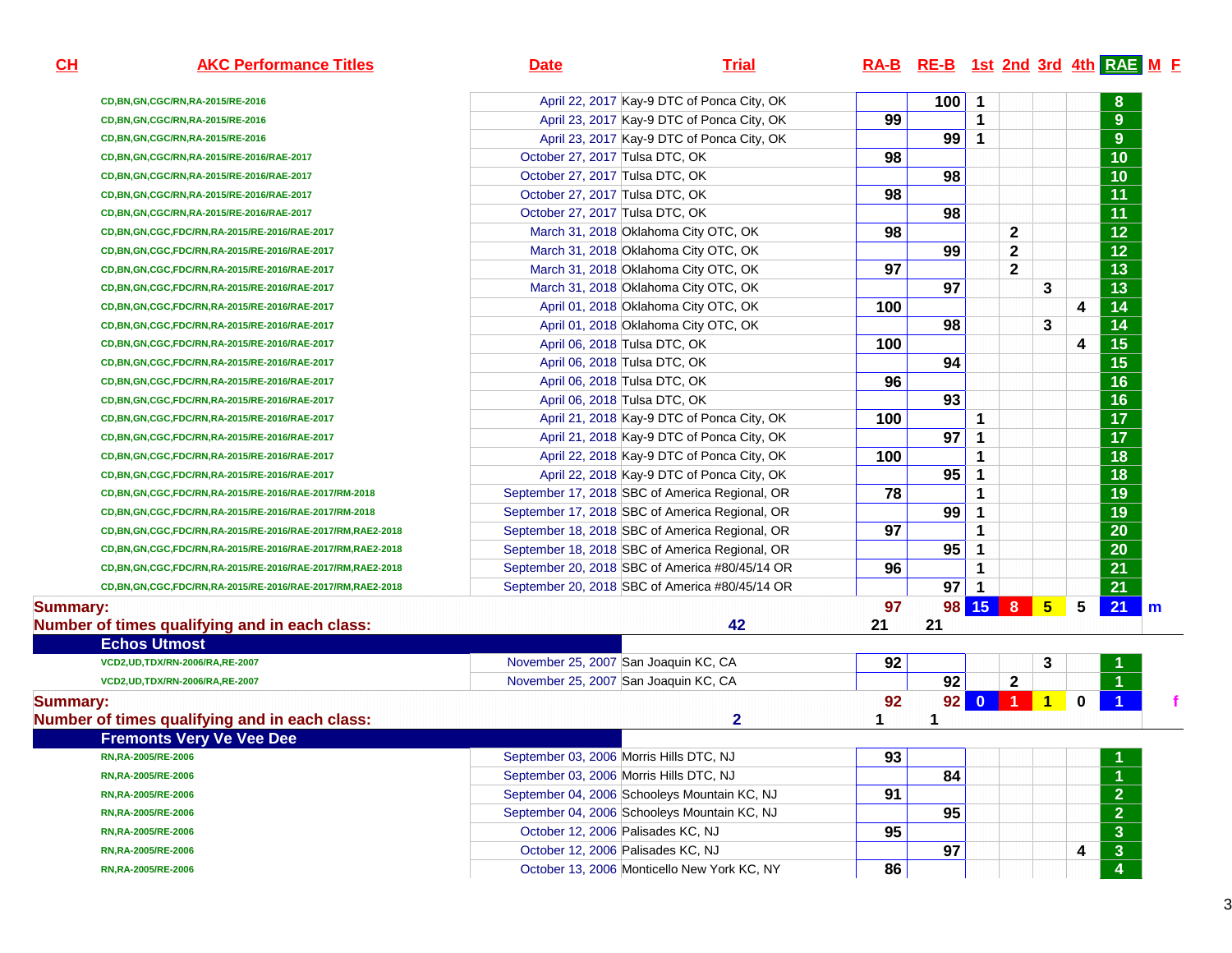| CH | AKC Performance Titles | Date | Trial | RA-B | RE-B | 1st | 2nd | 3rd | 4th | RAE | M | F |
|---|---|---|---|---|---|---|---|---|---|---|---|---|
| | CD,BN,GN,CGC/RN,RA-2015/RE-2016 | April 22, 2017 | Kay-9 DTC of Ponca City, OK | | 100 | 1 | | | | 8 | | |
| | CD,BN,GN,CGC/RN,RA-2015/RE-2016 | April 23, 2017 | Kay-9 DTC of Ponca City, OK | 99 | | 1 | | | | 9 | | |
| | CD,BN,GN,CGC/RN,RA-2015/RE-2016 | April 23, 2017 | Kay-9 DTC of Ponca City, OK | | 99 | 1 | | | | 9 | | |
| | CD,BN,GN,CGC/RN,RA-2015/RE-2016/RAE-2017 | October 27, 2017 | Tulsa DTC, OK | 98 | | | | | | 10 | | |
| | CD,BN,GN,CGC/RN,RA-2015/RE-2016/RAE-2017 | October 27, 2017 | Tulsa DTC, OK | | 98 | | | | | 10 | | |
| | CD,BN,GN,CGC/RN,RA-2015/RE-2016/RAE-2017 | October 27, 2017 | Tulsa DTC, OK | 98 | | | | | | 11 | | |
| | CD,BN,GN,CGC/RN,RA-2015/RE-2016/RAE-2017 | October 27, 2017 | Tulsa DTC, OK | | 98 | | | | | 11 | | |
| | CD,BN,GN,CGC,FDC/RN,RA-2015/RE-2016/RAE-2017 | March 31, 2018 | Oklahoma City OTC, OK | 98 | | | 2 | | | 12 | | |
| | CD,BN,GN,CGC,FDC/RN,RA-2015/RE-2016/RAE-2017 | March 31, 2018 | Oklahoma City OTC, OK | | 99 | | 2 | | | 12 | | |
| | CD,BN,GN,CGC,FDC/RN,RA-2015/RE-2016/RAE-2017 | March 31, 2018 | Oklahoma City OTC, OK | 97 | | | 2 | | | 13 | | |
| | CD,BN,GN,CGC,FDC/RN,RA-2015/RE-2016/RAE-2017 | March 31, 2018 | Oklahoma City OTC, OK | | 97 | | | 3 | | 13 | | |
| | CD,BN,GN,CGC,FDC/RN,RA-2015/RE-2016/RAE-2017 | April 01, 2018 | Oklahoma City OTC, OK | 100 | | | | | 4 | 14 | | |
| | CD,BN,GN,CGC,FDC/RN,RA-2015/RE-2016/RAE-2017 | April 01, 2018 | Oklahoma City OTC, OK | | 98 | | | 3 | | 14 | | |
| | CD,BN,GN,CGC,FDC/RN,RA-2015/RE-2016/RAE-2017 | April 06, 2018 | Tulsa DTC, OK | 100 | | | | | 4 | 15 | | |
| | CD,BN,GN,CGC,FDC/RN,RA-2015/RE-2016/RAE-2017 | April 06, 2018 | Tulsa DTC, OK | | 94 | | | | | 15 | | |
| | CD,BN,GN,CGC,FDC/RN,RA-2015/RE-2016/RAE-2017 | April 06, 2018 | Tulsa DTC, OK | 96 | | | | | | 16 | | |
| | CD,BN,GN,CGC,FDC/RN,RA-2015/RE-2016/RAE-2017 | April 06, 2018 | Tulsa DTC, OK | | 93 | | | | | 16 | | |
| | CD,BN,GN,CGC,FDC/RN,RA-2015/RE-2016/RAE-2017 | April 21, 2018 | Kay-9 DTC of Ponca City, OK | 100 | | 1 | | | | 17 | | |
| | CD,BN,GN,CGC,FDC/RN,RA-2015/RE-2016/RAE-2017 | April 21, 2018 | Kay-9 DTC of Ponca City, OK | | 97 | 1 | | | | 17 | | |
| | CD,BN,GN,CGC,FDC/RN,RA-2015/RE-2016/RAE-2017 | April 22, 2018 | Kay-9 DTC of Ponca City, OK | 100 | | 1 | | | | 18 | | |
| | CD,BN,GN,CGC,FDC/RN,RA-2015/RE-2016/RAE-2017 | April 22, 2018 | Kay-9 DTC of Ponca City, OK | | 95 | 1 | | | | 18 | | |
| | CD,BN,GN,CGC,FDC/RN,RA-2015/RE-2016/RAE-2017/RM-2018 | September 17, 2018 | SBC of America Regional, OR | 78 | | 1 | | | | 19 | | |
| | CD,BN,GN,CGC,FDC/RN,RA-2015/RE-2016/RAE-2017/RM-2018 | September 17, 2018 | SBC of America Regional, OR | | 99 | 1 | | | | 19 | | |
| | CD,BN,GN,CGC,FDC/RN,RA-2015/RE-2016/RAE-2017/RM,RAE2-2018 | September 18, 2018 | SBC of America Regional, OR | 97 | | 1 | | | | 20 | | |
| | CD,BN,GN,CGC,FDC/RN,RA-2015/RE-2016/RAE-2017/RM,RAE2-2018 | September 18, 2018 | SBC of America Regional, OR | | 95 | 1 | | | | 20 | | |
| | CD,BN,GN,CGC,FDC/RN,RA-2015/RE-2016/RAE-2017/RM,RAE2-2018 | September 20, 2018 | SBC of America #80/45/14 OR | 96 | | 1 | | | | 21 | | |
| | CD,BN,GN,CGC,FDC/RN,RA-2015/RE-2016/RAE-2017/RM,RAE2-2018 | September 20, 2018 | SBC of America #80/45/14 OR | | 97 | 1 | | | | 21 | | |
| **Summary:** | | | | 97 | 98 | 15 | 8 | 5 | 5 | 21 | m | |
| **Number of times qualifying and in each class:** | | | 42 | 21 | 21 | | | | | | | |
| **Echos Utmost** | | | | | | | | | | | | |
| | VCD2,UD,TDX/RN-2006/RA,RE-2007 | November 25, 2007 | San Joaquin KC, CA | 92 | | | | 3 | | 1 | | |
| | VCD2,UD,TDX/RN-2006/RA,RE-2007 | November 25, 2007 | San Joaquin KC, CA | | 92 | | 2 | | | 1 | | |
| **Summary:** | | | | 92 | 92 | 0 | 1 | 1 | 0 | 1 | | f |
| **Number of times qualifying and in each class:** | | | 2 | 1 | 1 | | | | | | | |
| **Fremonts Very Ve Vee Dee** | | | | | | | | | | | | |
| | RN,RA-2005/RE-2006 | September 03, 2006 | Morris Hills DTC, NJ | 93 | | | | | | 1 | | |
| | RN,RA-2005/RE-2006 | September 03, 2006 | Morris Hills DTC, NJ | | 84 | | | | | 1 | | |
| | RN,RA-2005/RE-2006 | September 04, 2006 | Schooleys Mountain KC, NJ | 91 | | | | | | 2 | | |
| | RN,RA-2005/RE-2006 | September 04, 2006 | Schooleys Mountain KC, NJ | | 95 | | | | | 2 | | |
| | RN,RA-2005/RE-2006 | October 12, 2006 | Palisades KC, NJ | 95 | | | | | | 3 | | |
| | RN,RA-2005/RE-2006 | October 12, 2006 | Palisades KC, NJ | | 97 | | | | 4 | 3 | | |
| | RN,RA-2005/RE-2006 | October 13, 2006 | Monticello New York KC, NY | 86 | | | | | | 4 | | |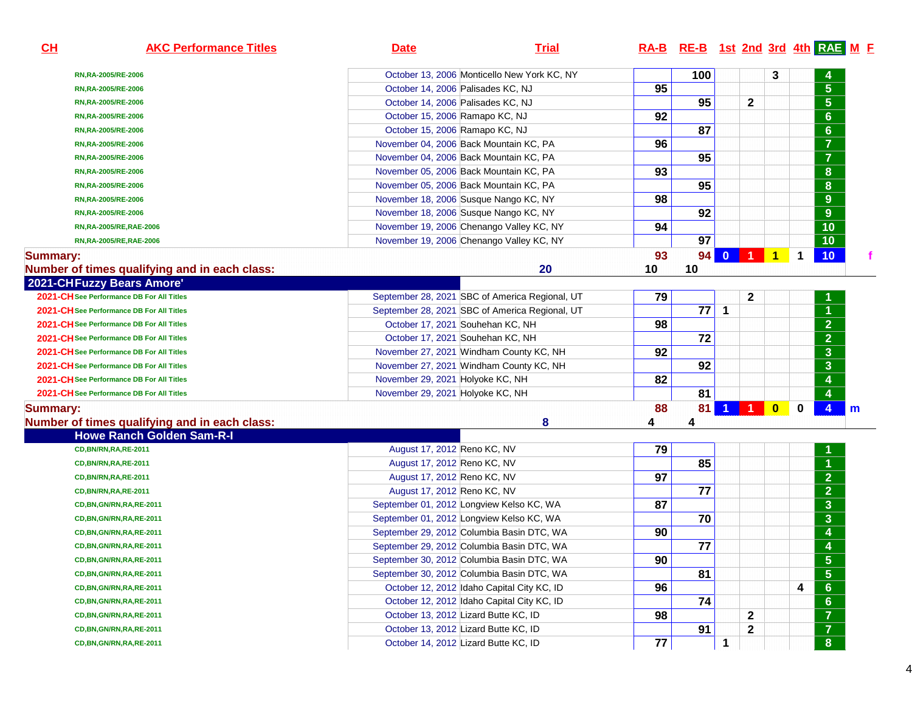| CH | AKC Performance Titles | Date | Trial | RA-B | RE-B | 1st | 2nd | 3rd | 4th | RAE | M | F |
|---|---|---|---|---|---|---|---|---|---|---|---|---|
| | RN,RA-2005/RE-2006 | October 13, 2006 | Monticello New York KC, NY | | 100 | | | 3 | | 4 | | |
| | RN,RA-2005/RE-2006 | October 14, 2006 | Palisades KC, NJ | 95 | | | | | | 5 | | |
| | RN,RA-2005/RE-2006 | October 14, 2006 | Palisades KC, NJ | | 95 | | 2 | | | 5 | | |
| | RN,RA-2005/RE-2006 | October 15, 2006 | Ramapo KC, NJ | 92 | | | | | | 6 | | |
| | RN,RA-2005/RE-2006 | October 15, 2006 | Ramapo KC, NJ | | 87 | | | | | 6 | | |
| | RN,RA-2005/RE-2006 | November 04, 2006 | Back Mountain KC, PA | 96 | | | | | | 7 | | |
| | RN,RA-2005/RE-2006 | November 04, 2006 | Back Mountain KC, PA | | 95 | | | | | 7 | | |
| | RN,RA-2005/RE-2006 | November 05, 2006 | Back Mountain KC, PA | 93 | | | | | | 8 | | |
| | RN,RA-2005/RE-2006 | November 05, 2006 | Back Mountain KC, PA | | 95 | | | | | 8 | | |
| | RN,RA-2005/RE-2006 | November 18, 2006 | Susque Nango KC, NY | 98 | | | | | | 9 | | |
| | RN,RA-2005/RE-2006 | November 18, 2006 | Susque Nango KC, NY | | 92 | | | | | 9 | | |
| | RN,RA-2005/RE,RAE-2006 | November 19, 2006 | Chenango Valley KC, NY | 94 | | | | | | 10 | | |
| | RN,RA-2005/RE,RAE-2006 | November 19, 2006 | Chenango Valley KC, NY | | 97 | | | | | 10 | | |
| **Summary:** | | | | 93 | 94 | 0 | 1 | 1 | 1 | 10 | | f |
| **Number of times qualifying and in each class:** | | | 20 | 10 | 10 | | | | | | | |
| **2021-CH** | **Fuzzy Bears Amore'** | | | | | | | | | | | |
| 2021-CH | See Performance DB For All Titles | September 28, 2021 | SBC of America Regional, UT | 79 | | | 2 | | | 1 | | |
| 2021-CH | See Performance DB For All Titles | September 28, 2021 | SBC of America Regional, UT | | 77 | 1 | | | | 1 | | |
| 2021-CH | See Performance DB For All Titles | October 17, 2021 | Souhehan KC, NH | 98 | | | | | | 2 | | |
| 2021-CH | See Performance DB For All Titles | October 17, 2021 | Souhehan KC, NH | | 72 | | | | | 2 | | |
| 2021-CH | See Performance DB For All Titles | November 27, 2021 | Windham County KC, NH | 92 | | | | | | 3 | | |
| 2021-CH | See Performance DB For All Titles | November 27, 2021 | Windham County KC, NH | | 92 | | | | | 3 | | |
| 2021-CH | See Performance DB For All Titles | November 29, 2021 | Holyoke KC, NH | 82 | | | | | | 4 | | |
| 2021-CH | See Performance DB For All Titles | November 29, 2021 | Holyoke KC, NH | | 81 | | | | | 4 | | |
| **Summary:** | | | | 88 | 81 | 1 | 1 | 0 | 0 | 4 | m | |
| **Number of times qualifying and in each class:** | | | 8 | 4 | 4 | | | | | | | |
| | **Howe Ranch Golden Sam-R-I** | | | | | | | | | | | |
| | CD,BN/RN,RA,RE-2011 | August 17, 2012 | Reno KC, NV | 79 | | | | | | 1 | | |
| | CD,BN/RN,RA,RE-2011 | August 17, 2012 | Reno KC, NV | | 85 | | | | | 1 | | |
| | CD,BN/RN,RA,RE-2011 | August 17, 2012 | Reno KC, NV | 97 | | | | | | 2 | | |
| | CD,BN/RN,RA,RE-2011 | August 17, 2012 | Reno KC, NV | | 77 | | | | | 2 | | |
| | CD,BN,GN/RN,RA,RE-2011 | September 01, 2012 | Longview Kelso KC, WA | 87 | | | | | | 3 | | |
| | CD,BN,GN/RN,RA,RE-2011 | September 01, 2012 | Longview Kelso KC, WA | | 70 | | | | | 3 | | |
| | CD,BN,GN/RN,RA,RE-2011 | September 29, 2012 | Columbia Basin DTC, WA | 90 | | | | | | 4 | | |
| | CD,BN,GN/RN,RA,RE-2011 | September 29, 2012 | Columbia Basin DTC, WA | | 77 | | | | | 4 | | |
| | CD,BN,GN/RN,RA,RE-2011 | September 30, 2012 | Columbia Basin DTC, WA | 90 | | | | | | 5 | | |
| | CD,BN,GN/RN,RA,RE-2011 | September 30, 2012 | Columbia Basin DTC, WA | | 81 | | | | | 5 | | |
| | CD,BN,GN/RN,RA,RE-2011 | October 12, 2012 | Idaho Capital City KC, ID | 96 | | | | | 4 | 6 | | |
| | CD,BN,GN/RN,RA,RE-2011 | October 12, 2012 | Idaho Capital City KC, ID | | 74 | | | | | 6 | | |
| | CD,BN,GN/RN,RA,RE-2011 | October 13, 2012 | Lizard Butte KC, ID | 98 | | | 2 | | | 7 | | |
| | CD,BN,GN/RN,RA,RE-2011 | October 13, 2012 | Lizard Butte KC, ID | | 91 | | 2 | | | 7 | | |
| | CD,BN,GN/RN,RA,RE-2011 | October 14, 2012 | Lizard Butte KC, ID | 77 | | 1 | | | | 8 | | |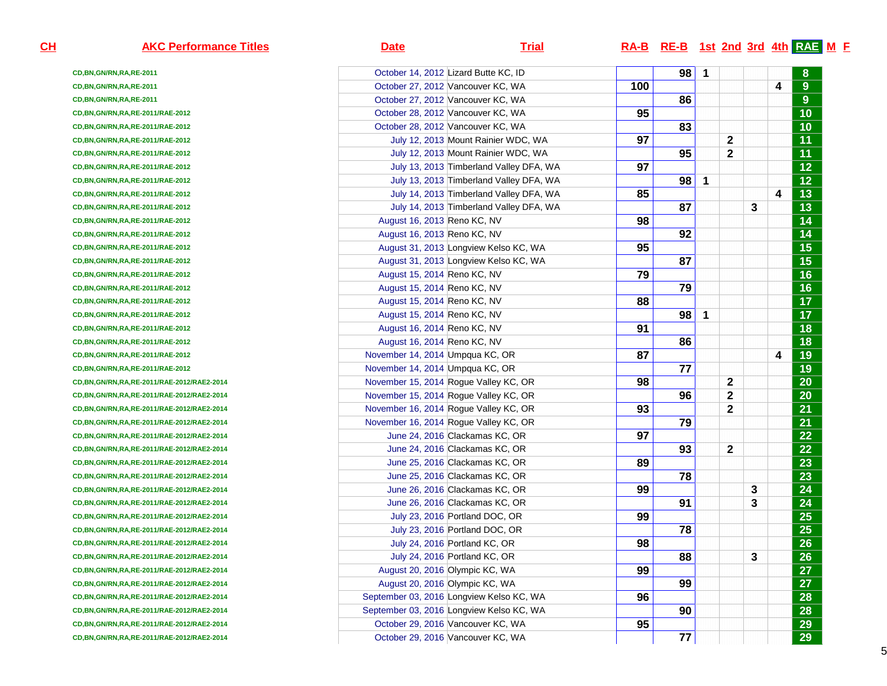| CH | AKC Performance Titles | Date | Trial | RA-B | RE-B | 1st | 2nd | 3rd | 4th | RAE | M | F |
|---|---|---|---|---|---|---|---|---|---|---|---|---|
| | CD,BN,GN/RN,RA,RE-2011 | October 14, 2012 | Lizard Butte KC, ID | | 98 | 1 | | | | 8 | | |
| | CD,BN,GN/RN,RA,RE-2011 | October 27, 2012 | Vancouver KC, WA | 100 | | | | | 4 | 9 | | |
| | CD,BN,GN/RN,RA,RE-2011 | October 27, 2012 | Vancouver KC, WA | | 86 | | | | | 9 | | |
| | CD,BN,GN/RN,RA,RE-2011/RAE-2012 | October 28, 2012 | Vancouver KC, WA | 95 | | | | | | 10 | | |
| | CD,BN,GN/RN,RA,RE-2011/RAE-2012 | October 28, 2012 | Vancouver KC, WA | | 83 | | | | | 10 | | |
| | CD,BN,GN/RN,RA,RE-2011/RAE-2012 | July 12, 2013 | Mount Rainier WDC, WA | 97 | | | 2 | | | 11 | | |
| | CD,BN,GN/RN,RA,RE-2011/RAE-2012 | July 12, 2013 | Mount Rainier WDC, WA | | 95 | | 2 | | | 11 | | |
| | CD,BN,GN/RN,RA,RE-2011/RAE-2012 | July 13, 2013 | Timberland Valley DFA, WA | 97 | | | | | | 12 | | |
| | CD,BN,GN/RN,RA,RE-2011/RAE-2012 | July 13, 2013 | Timberland Valley DFA, WA | | 98 | 1 | | | | 12 | | |
| | CD,BN,GN/RN,RA,RE-2011/RAE-2012 | July 14, 2013 | Timberland Valley DFA, WA | 85 | | | | | 4 | 13 | | |
| | CD,BN,GN/RN,RA,RE-2011/RAE-2012 | July 14, 2013 | Timberland Valley DFA, WA | | 87 | | | 3 | | 13 | | |
| | CD,BN,GN/RN,RA,RE-2011/RAE-2012 | August 16, 2013 | Reno KC, NV | 98 | | | | | | 14 | | |
| | CD,BN,GN/RN,RA,RE-2011/RAE-2012 | August 16, 2013 | Reno KC, NV | | 92 | | | | | 14 | | |
| | CD,BN,GN/RN,RA,RE-2011/RAE-2012 | August 31, 2013 | Longview Kelso KC, WA | 95 | | | | | | 15 | | |
| | CD,BN,GN/RN,RA,RE-2011/RAE-2012 | August 31, 2013 | Longview Kelso KC, WA | | 87 | | | | | 15 | | |
| | CD,BN,GN/RN,RA,RE-2011/RAE-2012 | August 15, 2014 | Reno KC, NV | 79 | | | | | | 16 | | |
| | CD,BN,GN/RN,RA,RE-2011/RAE-2012 | August 15, 2014 | Reno KC, NV | | 79 | | | | | 16 | | |
| | CD,BN,GN/RN,RA,RE-2011/RAE-2012 | August 15, 2014 | Reno KC, NV | 88 | | | | | | 17 | | |
| | CD,BN,GN/RN,RA,RE-2011/RAE-2012 | August 15, 2014 | Reno KC, NV | | 98 | 1 | | | | 17 | | |
| | CD,BN,GN/RN,RA,RE-2011/RAE-2012 | August 16, 2014 | Reno KC, NV | 91 | | | | | | 18 | | |
| | CD,BN,GN/RN,RA,RE-2011/RAE-2012 | August 16, 2014 | Reno KC, NV | | 86 | | | | | 18 | | |
| | CD,BN,GN/RN,RA,RE-2011/RAE-2012 | November 14, 2014 | Umpqua KC, OR | 87 | | | | | 4 | 19 | | |
| | CD,BN,GN/RN,RA,RE-2011/RAE-2012 | November 14, 2014 | Umpqua KC, OR | | 77 | | | | | 19 | | |
| | CD,BN,GN/RN,RA,RE-2011/RAE-2012/RAE2-2014 | November 15, 2014 | Rogue Valley KC, OR | 98 | | | 2 | | | 20 | | |
| | CD,BN,GN/RN,RA,RE-2011/RAE-2012/RAE2-2014 | November 15, 2014 | Rogue Valley KC, OR | | 96 | | 2 | | | 20 | | |
| | CD,BN,GN/RN,RA,RE-2011/RAE-2012/RAE2-2014 | November 16, 2014 | Rogue Valley KC, OR | 93 | | | 2 | | | 21 | | |
| | CD,BN,GN/RN,RA,RE-2011/RAE-2012/RAE2-2014 | November 16, 2014 | Rogue Valley KC, OR | | 79 | | | | | 21 | | |
| | CD,BN,GN/RN,RA,RE-2011/RAE-2012/RAE2-2014 | June 24, 2016 | Clackamas KC, OR | 97 | | | | | | 22 | | |
| | CD,BN,GN/RN,RA,RE-2011/RAE-2012/RAE2-2014 | June 24, 2016 | Clackamas KC, OR | | 93 | | 2 | | | 22 | | |
| | CD,BN,GN/RN,RA,RE-2011/RAE-2012/RAE2-2014 | June 25, 2016 | Clackamas KC, OR | 89 | | | | | | 23 | | |
| | CD,BN,GN/RN,RA,RE-2011/RAE-2012/RAE2-2014 | June 25, 2016 | Clackamas KC, OR | | 78 | | | | | 23 | | |
| | CD,BN,GN/RN,RA,RE-2011/RAE-2012/RAE2-2014 | June 26, 2016 | Clackamas KC, OR | 99 | | | | 3 | | 24 | | |
| | CD,BN,GN/RN,RA,RE-2011/RAE-2012/RAE2-2014 | June 26, 2016 | Clackamas KC, OR | | 91 | | | 3 | | 24 | | |
| | CD,BN,GN/RN,RA,RE-2011/RAE-2012/RAE2-2014 | July 23, 2016 | Portland DOC, OR | 99 | | | | | | 25 | | |
| | CD,BN,GN/RN,RA,RE-2011/RAE-2012/RAE2-2014 | July 23, 2016 | Portland DOC, OR | | 78 | | | | | 25 | | |
| | CD,BN,GN/RN,RA,RE-2011/RAE-2012/RAE2-2014 | July 24, 2016 | Portland KC, OR | 98 | | | | | | 26 | | |
| | CD,BN,GN/RN,RA,RE-2011/RAE-2012/RAE2-2014 | July 24, 2016 | Portland KC, OR | | 88 | | | 3 | | 26 | | |
| | CD,BN,GN/RN,RA,RE-2011/RAE-2012/RAE2-2014 | August 20, 2016 | Olympic KC, WA | 99 | | | | | | 27 | | |
| | CD,BN,GN/RN,RA,RE-2011/RAE-2012/RAE2-2014 | August 20, 2016 | Olympic KC, WA | | 99 | | | | | 27 | | |
| | CD,BN,GN/RN,RA,RE-2011/RAE-2012/RAE2-2014 | September 03, 2016 | Longview Kelso KC, WA | 96 | | | | | | 28 | | |
| | CD,BN,GN/RN,RA,RE-2011/RAE-2012/RAE2-2014 | September 03, 2016 | Longview Kelso KC, WA | | 90 | | | | | 28 | | |
| | CD,BN,GN/RN,RA,RE-2011/RAE-2012/RAE2-2014 | October 29, 2016 | Vancouver KC, WA | 95 | | | | | | 29 | | |
| | CD,BN,GN/RN,RA,RE-2011/RAE-2012/RAE2-2014 | October 29, 2016 | Vancouver KC, WA | | 77 | | | | | 29 | | |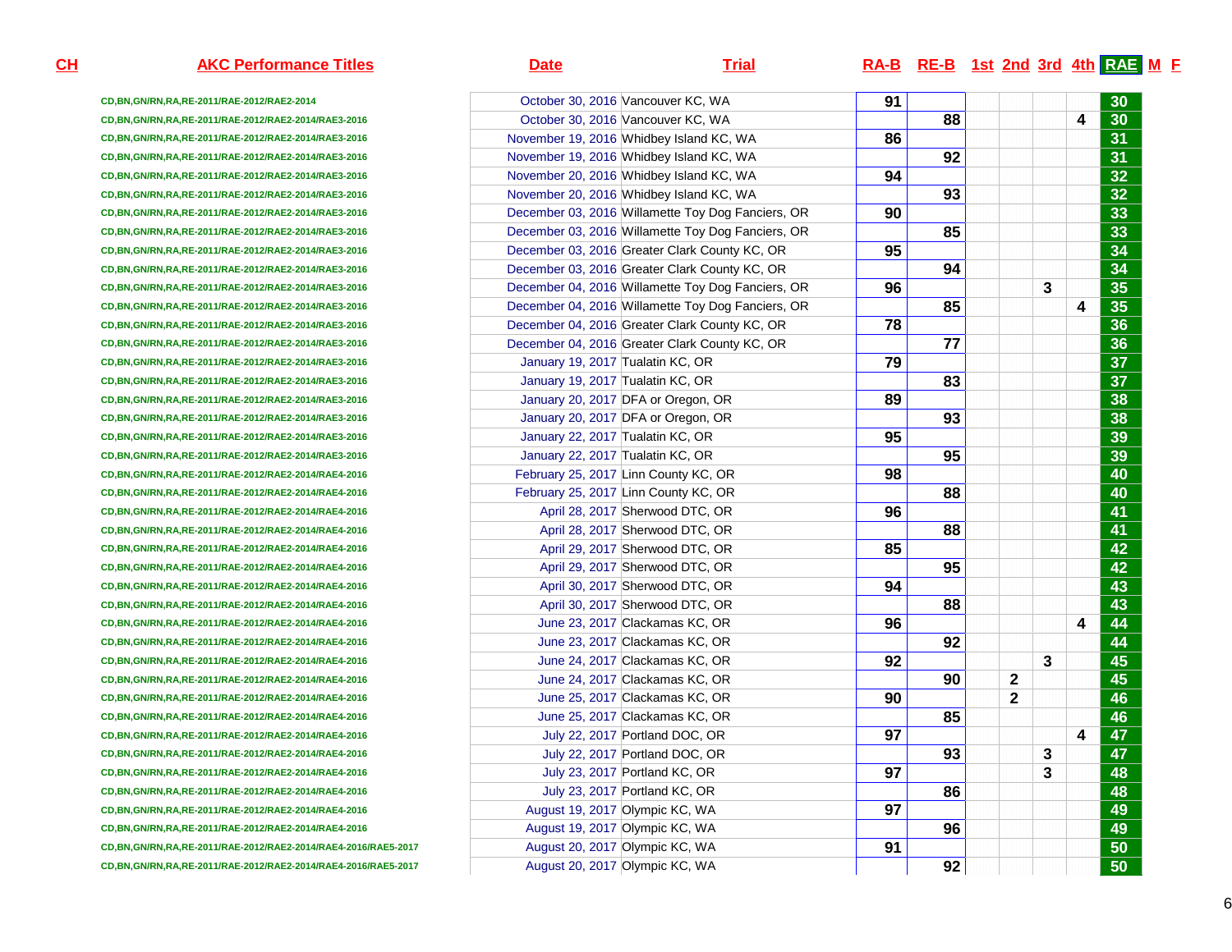| CH | AKC Performance Titles | Date | Trial | RA-B | RE-B | 1st | 2nd | 3rd | 4th | RAE | M | F |
|---|---|---|---|---|---|---|---|---|---|---|---|---|
| | CD,BN,GN/RN,RA,RE-2011/RAE-2012/RAE2-2014 | October 30, 2016 | Vancouver KC, WA | 91 | | | | | | 30 | | |
| | CD,BN,GN/RN,RA,RE-2011/RAE-2012/RAE2-2014/RAE3-2016 | October 30, 2016 | Vancouver KC, WA | | 88 | | | | 4 | 30 | | |
| | CD,BN,GN/RN,RA,RE-2011/RAE-2012/RAE2-2014/RAE3-2016 | November 19, 2016 | Whidbey Island KC, WA | 86 | | | | | | 31 | | |
| | CD,BN,GN/RN,RA,RE-2011/RAE-2012/RAE2-2014/RAE3-2016 | November 19, 2016 | Whidbey Island KC, WA | | 92 | | | | | 31 | | |
| | CD,BN,GN/RN,RA,RE-2011/RAE-2012/RAE2-2014/RAE3-2016 | November 20, 2016 | Whidbey Island KC, WA | 94 | | | | | | 32 | | |
| | CD,BN,GN/RN,RA,RE-2011/RAE-2012/RAE2-2014/RAE3-2016 | November 20, 2016 | Whidbey Island KC, WA | | 93 | | | | | 32 | | |
| | CD,BN,GN/RN,RA,RE-2011/RAE-2012/RAE2-2014/RAE3-2016 | December 03, 2016 | Willamette Toy Dog Fanciers, OR | 90 | | | | | | 33 | | |
| | CD,BN,GN/RN,RA,RE-2011/RAE-2012/RAE2-2014/RAE3-2016 | December 03, 2016 | Willamette Toy Dog Fanciers, OR | | 85 | | | | | 33 | | |
| | CD,BN,GN/RN,RA,RE-2011/RAE-2012/RAE2-2014/RAE3-2016 | December 03, 2016 | Greater Clark County KC, OR | 95 | | | | | | 34 | | |
| | CD,BN,GN/RN,RA,RE-2011/RAE-2012/RAE2-2014/RAE3-2016 | December 03, 2016 | Greater Clark County KC, OR | | 94 | | | | | 34 | | |
| | CD,BN,GN/RN,RA,RE-2011/RAE-2012/RAE2-2014/RAE3-2016 | December 04, 2016 | Willamette Toy Dog Fanciers, OR | 96 | | | | 3 | | 35 | | |
| | CD,BN,GN/RN,RA,RE-2011/RAE-2012/RAE2-2014/RAE3-2016 | December 04, 2016 | Willamette Toy Dog Fanciers, OR | | 85 | | | | 4 | 35 | | |
| | CD,BN,GN/RN,RA,RE-2011/RAE-2012/RAE2-2014/RAE3-2016 | December 04, 2016 | Greater Clark County KC, OR | 78 | | | | | | 36 | | |
| | CD,BN,GN/RN,RA,RE-2011/RAE-2012/RAE2-2014/RAE3-2016 | December 04, 2016 | Greater Clark County KC, OR | | 77 | | | | | 36 | | |
| | CD,BN,GN/RN,RA,RE-2011/RAE-2012/RAE2-2014/RAE3-2016 | January 19, 2017 | Tualatin KC, OR | 79 | | | | | | 37 | | |
| | CD,BN,GN/RN,RA,RE-2011/RAE-2012/RAE2-2014/RAE3-2016 | January 19, 2017 | Tualatin KC, OR | | 83 | | | | | 37 | | |
| | CD,BN,GN/RN,RA,RE-2011/RAE-2012/RAE2-2014/RAE3-2016 | January 20, 2017 | DFA or Oregon, OR | 89 | | | | | | 38 | | |
| | CD,BN,GN/RN,RA,RE-2011/RAE-2012/RAE2-2014/RAE3-2016 | January 20, 2017 | DFA or Oregon, OR | | 93 | | | | | 38 | | |
| | CD,BN,GN/RN,RA,RE-2011/RAE-2012/RAE2-2014/RAE3-2016 | January 22, 2017 | Tualatin KC, OR | 95 | | | | | | 39 | | |
| | CD,BN,GN/RN,RA,RE-2011/RAE-2012/RAE2-2014/RAE3-2016 | January 22, 2017 | Tualatin KC, OR | | 95 | | | | | 39 | | |
| | CD,BN,GN/RN,RA,RE-2011/RAE-2012/RAE2-2014/RAE4-2016 | February 25, 2017 | Linn County KC, OR | 98 | | | | | | 40 | | |
| | CD,BN,GN/RN,RA,RE-2011/RAE-2012/RAE2-2014/RAE4-2016 | February 25, 2017 | Linn County KC, OR | | 88 | | | | | 40 | | |
| | CD,BN,GN/RN,RA,RE-2011/RAE-2012/RAE2-2014/RAE4-2016 | April 28, 2017 | Sherwood DTC, OR | 96 | | | | | | 41 | | |
| | CD,BN,GN/RN,RA,RE-2011/RAE-2012/RAE2-2014/RAE4-2016 | April 28, 2017 | Sherwood DTC, OR | | 88 | | | | | 41 | | |
| | CD,BN,GN/RN,RA,RE-2011/RAE-2012/RAE2-2014/RAE4-2016 | April 29, 2017 | Sherwood DTC, OR | 85 | | | | | | 42 | | |
| | CD,BN,GN/RN,RA,RE-2011/RAE-2012/RAE2-2014/RAE4-2016 | April 29, 2017 | Sherwood DTC, OR | | 95 | | | | | 42 | | |
| | CD,BN,GN/RN,RA,RE-2011/RAE-2012/RAE2-2014/RAE4-2016 | April 30, 2017 | Sherwood DTC, OR | 94 | | | | | | 43 | | |
| | CD,BN,GN/RN,RA,RE-2011/RAE-2012/RAE2-2014/RAE4-2016 | April 30, 2017 | Sherwood DTC, OR | | 88 | | | | | 43 | | |
| | CD,BN,GN/RN,RA,RE-2011/RAE-2012/RAE2-2014/RAE4-2016 | June 23, 2017 | Clackamas KC, OR | 96 | | | | | 4 | 44 | | |
| | CD,BN,GN/RN,RA,RE-2011/RAE-2012/RAE2-2014/RAE4-2016 | June 23, 2017 | Clackamas KC, OR | | 92 | | | | | 44 | | |
| | CD,BN,GN/RN,RA,RE-2011/RAE-2012/RAE2-2014/RAE4-2016 | June 24, 2017 | Clackamas KC, OR | 92 | | | | 3 | | 45 | | |
| | CD,BN,GN/RN,RA,RE-2011/RAE-2012/RAE2-2014/RAE4-2016 | June 24, 2017 | Clackamas KC, OR | | 90 | | 2 | | | 45 | | |
| | CD,BN,GN/RN,RA,RE-2011/RAE-2012/RAE2-2014/RAE4-2016 | June 25, 2017 | Clackamas KC, OR | 90 | | | 2 | | | 46 | | |
| | CD,BN,GN/RN,RA,RE-2011/RAE-2012/RAE2-2014/RAE4-2016 | June 25, 2017 | Clackamas KC, OR | | 85 | | | | | 46 | | |
| | CD,BN,GN/RN,RA,RE-2011/RAE-2012/RAE2-2014/RAE4-2016 | July 22, 2017 | Portland DOC, OR | 97 | | | | | 4 | 47 | | |
| | CD,BN,GN/RN,RA,RE-2011/RAE-2012/RAE2-2014/RAE4-2016 | July 22, 2017 | Portland DOC, OR | | 93 | | | 3 | | 47 | | |
| | CD,BN,GN/RN,RA,RE-2011/RAE-2012/RAE2-2014/RAE4-2016 | July 23, 2017 | Portland KC, OR | 97 | | | | 3 | | 48 | | |
| | CD,BN,GN/RN,RA,RE-2011/RAE-2012/RAE2-2014/RAE4-2016 | July 23, 2017 | Portland KC, OR | | 86 | | | | | 48 | | |
| | CD,BN,GN/RN,RA,RE-2011/RAE-2012/RAE2-2014/RAE4-2016 | August 19, 2017 | Olympic KC, WA | 97 | | | | | | 49 | | |
| | CD,BN,GN/RN,RA,RE-2011/RAE-2012/RAE2-2014/RAE4-2016 | August 19, 2017 | Olympic KC, WA | | 96 | | | | | 49 | | |
| | CD,BN,GN/RN,RA,RE-2011/RAE-2012/RAE2-2014/RAE4-2016/RAE5-2017 | August 20, 2017 | Olympic KC, WA | 91 | | | | | | 50 | | |
| | CD,BN,GN/RN,RA,RE-2011/RAE-2012/RAE2-2014/RAE4-2016/RAE5-2017 | August 20, 2017 | Olympic KC, WA | | 92 | | | | | 50 | | |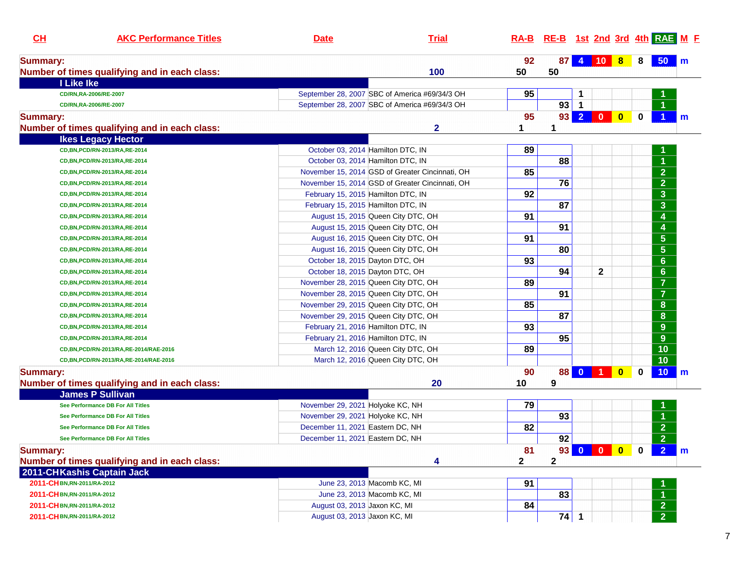| CH | AKC Performance Titles | Date | Trial | RA-B | RE-B | 1st | 2nd | 3rd | 4th | RAE | M | F |
|---|---|---|---|---|---|---|---|---|---|---|---|---|
| **Summary:** | | | | 92 | 87 | 4 | 10 | 8 | 8 | 50 | m | |
| **Number of times qualifying and in each class:** | | | 100 | 50 | 50 | | | | | | | |
| **I Like Ike** | | | | | | | | | | | | |
| | CD/RN,RA-2006/RE-2007 | September 28, 2007 | SBC of America #69/34/3 OH | 95 | | 1 | | | | 1 | | |
| | CD/RN,RA-2006/RE-2007 | September 28, 2007 | SBC of America #69/34/3 OH | | 93 | 1 | | | | 1 | | |
| **Summary:** | | | | 95 | 93 | 2 | 0 | 0 | 0 | 1 | m | |
| **Number of times qualifying and in each class:** | | | 2 | 1 | 1 | | | | | | | |
| **Ikes Legacy Hector** | | | | | | | | | | | | |
| | CD,BN,PCD/RN-2013/RA,RE-2014 | October 03, 2014 | Hamilton DTC, IN | 89 | | | | | | 1 | | |
| | CD,BN,PCD/RN-2013/RA,RE-2014 | October 03, 2014 | Hamilton DTC, IN | | 88 | | | | | 1 | | |
| | CD,BN,PCD/RN-2013/RA,RE-2014 | November 15, 2014 | GSD of Greater Cincinnati, OH | 85 | | | | | | 2 | | |
| | CD,BN,PCD/RN-2013/RA,RE-2014 | November 15, 2014 | GSD of Greater Cincinnati, OH | | 76 | | | | | 2 | | |
| | CD,BN,PCD/RN-2013/RA,RE-2014 | February 15, 2015 | Hamilton DTC, IN | 92 | | | | | | 3 | | |
| | CD,BN,PCD/RN-2013/RA,RE-2014 | February 15, 2015 | Hamilton DTC, IN | | 87 | | | | | 3 | | |
| | CD,BN,PCD/RN-2013/RA,RE-2014 | August 15, 2015 | Queen City DTC, OH | 91 | | | | | | 4 | | |
| | CD,BN,PCD/RN-2013/RA,RE-2014 | August 15, 2015 | Queen City DTC, OH | | 91 | | | | | 4 | | |
| | CD,BN,PCD/RN-2013/RA,RE-2014 | August 16, 2015 | Queen City DTC, OH | 91 | | | | | | 5 | | |
| | CD,BN,PCD/RN-2013/RA,RE-2014 | August 16, 2015 | Queen City DTC, OH | | 80 | | | | | 5 | | |
| | CD,BN,PCD/RN-2013/RA,RE-2014 | October 18, 2015 | Dayton DTC, OH | 93 | | | | | | 6 | | |
| | CD,BN,PCD/RN-2013/RA,RE-2014 | October 18, 2015 | Dayton DTC, OH | | 94 | | 2 | | | 6 | | |
| | CD,BN,PCD/RN-2013/RA,RE-2014 | November 28, 2015 | Queen City DTC, OH | 89 | | | | | | 7 | | |
| | CD,BN,PCD/RN-2013/RA,RE-2014 | November 28, 2015 | Queen City DTC, OH | | 91 | | | | | 7 | | |
| | CD,BN,PCD/RN-2013/RA,RE-2014 | November 29, 2015 | Queen City DTC, OH | 85 | | | | | | 8 | | |
| | CD,BN,PCD/RN-2013/RA,RE-2014 | November 29, 2015 | Queen City DTC, OH | | 87 | | | | | 8 | | |
| | CD,BN,PCD/RN-2013/RA,RE-2014 | February 21, 2016 | Hamilton DTC, IN | 93 | | | | | | 9 | | |
| | CD,BN,PCD/RN-2013/RA,RE-2014 | February 21, 2016 | Hamilton DTC, IN | | 95 | | | | | 9 | | |
| | CD,BN,PCD/RN-2013/RA,RE-2014/RAE-2016 | March 12, 2016 | Queen City DTC, OH | 89 | | | | | | 10 | | |
| | CD,BN,PCD/RN-2013/RA,RE-2014/RAE-2016 | March 12, 2016 | Queen City DTC, OH | | | | | | | 10 | | |
| **Summary:** | | | | 90 | 88 | 0 | 1 | 0 | 0 | 10 | m | |
| **Number of times qualifying and in each class:** | | | 20 | 10 | 9 | | | | | | | |
| **James P Sullivan** | | | | | | | | | | | | |
| | See Performance DB For All Titles | November 29, 2021 | Holyoke KC, NH | 79 | | | | | | 1 | | |
| | See Performance DB For All Titles | November 29, 2021 | Holyoke KC, NH | | 93 | | | | | 1 | | |
| | See Performance DB For All Titles | December 11, 2021 | Eastern DC, NH | 82 | | | | | | 2 | | |
| | See Performance DB For All Titles | December 11, 2021 | Eastern DC, NH | | 92 | | | | | 2 | | |
| **Summary:** | | | | 81 | 93 | 0 | 0 | 0 | 0 | 2 | m | |
| **Number of times qualifying and in each class:** | | | 4 | 2 | 2 | | | | | | | |
| **2011-CH** | **Kashis Captain Jack** | | | | | | | | | | | |
| 2011-CH | BN,RN-2011/RA-2012 | June 23, 2013 | Macomb KC, MI | 91 | | | | | | 1 | | |
| 2011-CH | BN,RN-2011/RA-2012 | June 23, 2013 | Macomb KC, MI | | 83 | | | | | 1 | | |
| 2011-CH | BN,RN-2011/RA-2012 | August 03, 2013 | Jaxon KC, MI | 84 | | | | | | 2 | | |
| 2011-CH | BN,RN-2011/RA-2012 | August 03, 2013 | Jaxon KC, MI | | 74 | 1 | | | | 2 | | |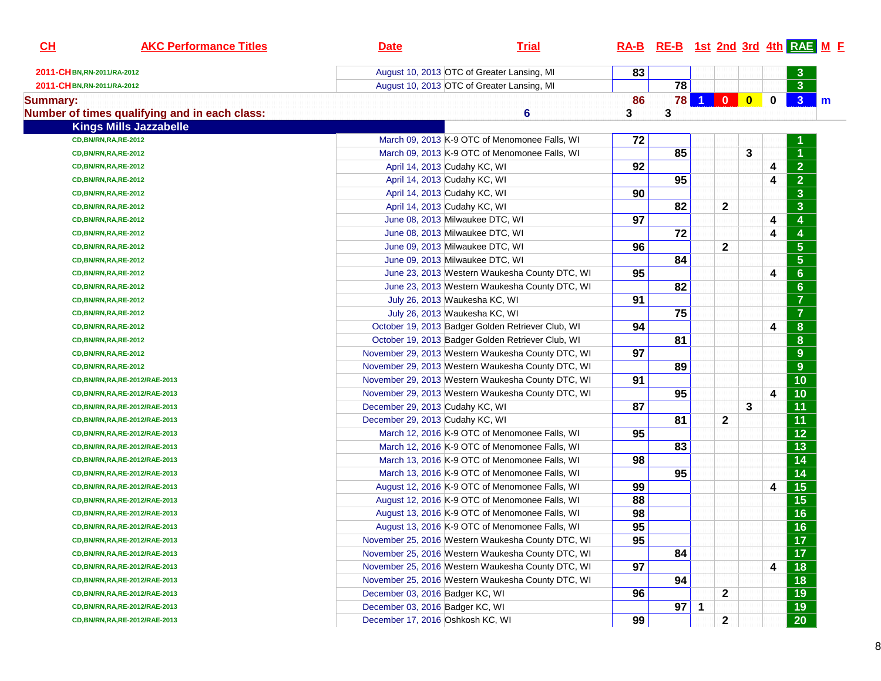| CH | AKC Performance Titles | Date | Trial | RA-B | RE-B | 1st | 2nd | 3rd | 4th | RAE | M | F |
|---|---|---|---|---|---|---|---|---|---|---|---|---|
| 2011-CH | BN,RN-2011/RA-2012 | August 10, 2013 | OTC of Greater Lansing, MI | 83 | | | | | | 3 | | |
| 2011-CH | BN,RN-2011/RA-2012 | August 10, 2013 | OTC of Greater Lansing, MI | | 78 | | | | | 3 | | |
| Summary: | | | | 86 | 78 | 1 | 0 | 0 | 0 | 3 | m | |
| Number of times qualifying and in each class: | | | 6 | 3 | 3 | | | | | | | |
| **Kings Mills Jazzabelle** | | | | | | | | | | | | |
| | CD,BN/RN,RA,RE-2012 | March 09, 2013 | K-9 OTC of Menomonee Falls, WI | 72 | | | | | | 1 | | |
| | CD,BN/RN,RA,RE-2012 | March 09, 2013 | K-9 OTC of Menomonee Falls, WI | | 85 | | | 3 | | 1 | | |
| | CD,BN/RN,RA,RE-2012 | April 14, 2013 | Cudahy KC, WI | 92 | | | | | 4 | 2 | | |
| | CD,BN/RN,RA,RE-2012 | April 14, 2013 | Cudahy KC, WI | | 95 | | | | 4 | 2 | | |
| | CD,BN/RN,RA,RE-2012 | April 14, 2013 | Cudahy KC, WI | 90 | | | | | | 3 | | |
| | CD,BN/RN,RA,RE-2012 | April 14, 2013 | Cudahy KC, WI | | 82 | | 2 | | | 3 | | |
| | CD,BN/RN,RA,RE-2012 | June 08, 2013 | Milwaukee DTC, WI | 97 | | | | | 4 | 4 | | |
| | CD,BN/RN,RA,RE-2012 | June 08, 2013 | Milwaukee DTC, WI | | 72 | | | | 4 | 4 | | |
| | CD,BN/RN,RA,RE-2012 | June 09, 2013 | Milwaukee DTC, WI | 96 | | | 2 | | | 5 | | |
| | CD,BN/RN,RA,RE-2012 | June 09, 2013 | Milwaukee DTC, WI | | 84 | | | | | 5 | | |
| | CD,BN/RN,RA,RE-2012 | June 23, 2013 | Western Waukesha County DTC, WI | 95 | | | | | 4 | 6 | | |
| | CD,BN/RN,RA,RE-2012 | June 23, 2013 | Western Waukesha County DTC, WI | | 82 | | | | | 6 | | |
| | CD,BN/RN,RA,RE-2012 | July 26, 2013 | Waukesha KC, WI | 91 | | | | | | 7 | | |
| | CD,BN/RN,RA,RE-2012 | July 26, 2013 | Waukesha KC, WI | | 75 | | | | | 7 | | |
| | CD,BN/RN,RA,RE-2012 | October 19, 2013 | Badger Golden Retriever Club, WI | 94 | | | | | 4 | 8 | | |
| | CD,BN/RN,RA,RE-2012 | October 19, 2013 | Badger Golden Retriever Club, WI | | 81 | | | | | 8 | | |
| | CD,BN/RN,RA,RE-2012 | November 29, 2013 | Western Waukesha County DTC, WI | 97 | | | | | | 9 | | |
| | CD,BN/RN,RA,RE-2012 | November 29, 2013 | Western Waukesha County DTC, WI | | 89 | | | | | 9 | | |
| | CD,BN/RN,RA,RE-2012/RAE-2013 | November 29, 2013 | Western Waukesha County DTC, WI | 91 | | | | | | 10 | | |
| | CD,BN/RN,RA,RE-2012/RAE-2013 | November 29, 2013 | Western Waukesha County DTC, WI | | 95 | | | | 4 | 10 | | |
| | CD,BN/RN,RA,RE-2012/RAE-2013 | December 29, 2013 | Cudahy KC, WI | 87 | | | | 3 | | 11 | | |
| | CD,BN/RN,RA,RE-2012/RAE-2013 | December 29, 2013 | Cudahy KC, WI | | 81 | | 2 | | | 11 | | |
| | CD,BN/RN,RA,RE-2012/RAE-2013 | March 12, 2016 | K-9 OTC of Menomonee Falls, WI | 95 | | | | | | 12 | | |
| | CD,BN/RN,RA,RE-2012/RAE-2013 | March 12, 2016 | K-9 OTC of Menomonee Falls, WI | | 83 | | | | | 13 | | |
| | CD,BN/RN,RA,RE-2012/RAE-2013 | March 13, 2016 | K-9 OTC of Menomonee Falls, WI | 98 | | | | | | 14 | | |
| | CD,BN/RN,RA,RE-2012/RAE-2013 | March 13, 2016 | K-9 OTC of Menomonee Falls, WI | | 95 | | | | | 14 | | |
| | CD,BN/RN,RA,RE-2012/RAE-2013 | August 12, 2016 | K-9 OTC of Menomonee Falls, WI | 99 | | | | | 4 | 15 | | |
| | CD,BN/RN,RA,RE-2012/RAE-2013 | August 12, 2016 | K-9 OTC of Menomonee Falls, WI | 88 | | | | | | 15 | | |
| | CD,BN/RN,RA,RE-2012/RAE-2013 | August 13, 2016 | K-9 OTC of Menomonee Falls, WI | 98 | | | | | | 16 | | |
| | CD,BN/RN,RA,RE-2012/RAE-2013 | August 13, 2016 | K-9 OTC of Menomonee Falls, WI | 95 | | | | | | 16 | | |
| | CD,BN/RN,RA,RE-2012/RAE-2013 | November 25, 2016 | Western Waukesha County DTC, WI | 95 | | | | | | 17 | | |
| | CD,BN/RN,RA,RE-2012/RAE-2013 | November 25, 2016 | Western Waukesha County DTC, WI | | 84 | | | | | 17 | | |
| | CD,BN/RN,RA,RE-2012/RAE-2013 | November 25, 2016 | Western Waukesha County DTC, WI | 97 | | | | | 4 | 18 | | |
| | CD,BN/RN,RA,RE-2012/RAE-2013 | November 25, 2016 | Western Waukesha County DTC, WI | | 94 | | | | | 18 | | |
| | CD,BN/RN,RA,RE-2012/RAE-2013 | December 03, 2016 | Badger KC, WI | 96 | | | 2 | | | 19 | | |
| | CD,BN/RN,RA,RE-2012/RAE-2013 | December 03, 2016 | Badger KC, WI | | 97 | 1 | | | | 19 | | |
| | CD,BN/RN,RA,RE-2012/RAE-2013 | December 17, 2016 | Oshkosh KC, WI | 99 | | | 2 | | | 20 | | |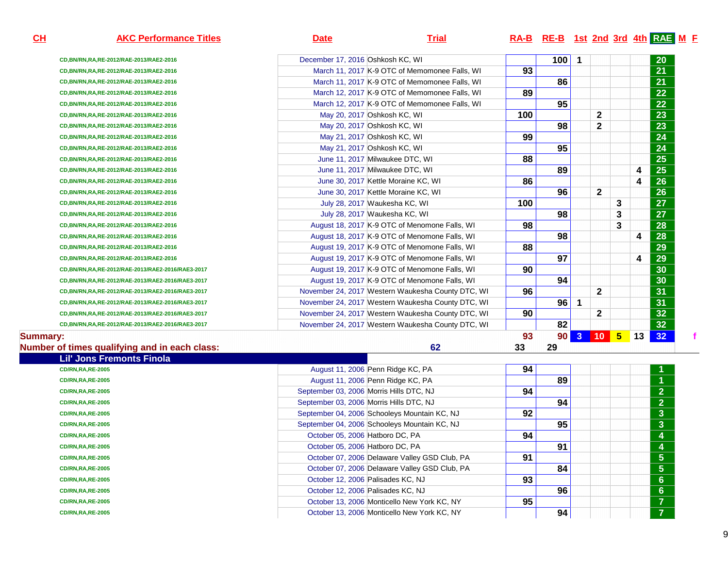| CH | AKC Performance Titles | Date | Trial | RA-B | RE-B | 1st | 2nd | 3rd | 4th | RAE | M | F |
|---|---|---|---|---|---|---|---|---|---|---|---|---|
| | CD,BN/RN,RA,RE-2012/RAE-2013/RAE2-2016 | December 17, 2016 | Oshkosh KC, WI | | 100 | 1 | | | | 20 | | |
| | CD,BN/RN,RA,RE-2012/RAE-2013/RAE2-2016 | March 11, 2017 | K-9 OTC of Memomonee Falls, WI | 93 | | | | | | 21 | | |
| | CD,BN/RN,RA,RE-2012/RAE-2013/RAE2-2016 | March 11, 2017 | K-9 OTC of Memomonee Falls, WI | | 86 | | | | | 21 | | |
| | CD,BN/RN,RA,RE-2012/RAE-2013/RAE2-2016 | March 12, 2017 | K-9 OTC of Memomonee Falls, WI | 89 | | | | | | 22 | | |
| | CD,BN/RN,RA,RE-2012/RAE-2013/RAE2-2016 | March 12, 2017 | K-9 OTC of Memomonee Falls, WI | | 95 | | | | | 22 | | |
| | CD,BN/RN,RA,RE-2012/RAE-2013/RAE2-2016 | May 20, 2017 | Oshkosh KC, WI | 100 | | | 2 | | | 23 | | |
| | CD,BN/RN,RA,RE-2012/RAE-2013/RAE2-2016 | May 20, 2017 | Oshkosh KC, WI | | 98 | | 2 | | | 23 | | |
| | CD,BN/RN,RA,RE-2012/RAE-2013/RAE2-2016 | May 21, 2017 | Oshkosh KC, WI | 99 | | | | | | 24 | | |
| | CD,BN/RN,RA,RE-2012/RAE-2013/RAE2-2016 | May 21, 2017 | Oshkosh KC, WI | | 95 | | | | | 24 | | |
| | CD,BN/RN,RA,RE-2012/RAE-2013/RAE2-2016 | June 11, 2017 | Milwaukee DTC, WI | 88 | | | | | | 25 | | |
| | CD,BN/RN,RA,RE-2012/RAE-2013/RAE2-2016 | June 11, 2017 | Milwaukee DTC, WI | | 89 | | | | 4 | 25 | | |
| | CD,BN/RN,RA,RE-2012/RAE-2013/RAE2-2016 | June 30, 2017 | Kettle Moraine KC, WI | 86 | | | | | 4 | 26 | | |
| | CD,BN/RN,RA,RE-2012/RAE-2013/RAE2-2016 | June 30, 2017 | Kettle Moraine KC, WI | | 96 | | 2 | | | 26 | | |
| | CD,BN/RN,RA,RE-2012/RAE-2013/RAE2-2016 | July 28, 2017 | Waukesha KC, WI | 100 | | | | 3 | | 27 | | |
| | CD,BN/RN,RA,RE-2012/RAE-2013/RAE2-2016 | July 28, 2017 | Waukesha KC, WI | | 98 | | | 3 | | 27 | | |
| | CD,BN/RN,RA,RE-2012/RAE-2013/RAE2-2016 | August 18, 2017 | K-9 OTC of Menomone Falls, WI | 98 | | | | 3 | | 28 | | |
| | CD,BN/RN,RA,RE-2012/RAE-2013/RAE2-2016 | August 18, 2017 | K-9 OTC of Menomone Falls, WI | | 98 | | | | 4 | 28 | | |
| | CD,BN/RN,RA,RE-2012/RAE-2013/RAE2-2016 | August 19, 2017 | K-9 OTC of Menomone Falls, WI | 88 | | | | | | 29 | | |
| | CD,BN/RN,RA,RE-2012/RAE-2013/RAE2-2016 | August 19, 2017 | K-9 OTC of Menomone Falls, WI | | 97 | | | | 4 | 29 | | |
| | CD,BN/RN,RA,RE-2012/RAE-2013/RAE2-2016/RAE3-2017 | August 19, 2017 | K-9 OTC of Menomone Falls, WI | 90 | | | | | | 30 | | |
| | CD,BN/RN,RA,RE-2012/RAE-2013/RAE2-2016/RAE3-2017 | August 19, 2017 | K-9 OTC of Menomone Falls, WI | | 94 | | | | | 30 | | |
| | CD,BN/RN,RA,RE-2012/RAE-2013/RAE2-2016/RAE3-2017 | November 24, 2017 | Western Waukesha County DTC, WI | 96 | | | 2 | | | 31 | | |
| | CD,BN/RN,RA,RE-2012/RAE-2013/RAE2-2016/RAE3-2017 | November 24, 2017 | Western Waukesha County DTC, WI | | 96 | 1 | | | | 31 | | |
| | CD,BN/RN,RA,RE-2012/RAE-2013/RAE2-2016/RAE3-2017 | November 24, 2017 | Western Waukesha County DTC, WI | 90 | | | 2 | | | 32 | | |
| | CD,BN/RN,RA,RE-2012/RAE-2013/RAE2-2016/RAE3-2017 | November 24, 2017 | Western Waukesha County DTC, WI | | 82 | | | | | 32 | | |
| **Summary:** | | | | 93 | 90 | 3 | 10 | 5 | 13 | 32 | | f |
| **Number of times qualifying and in each class:** | | | 62 | 33 | 29 | | | | | | | |
| **Lil' Jons Fremonts Finola** | | | | | | | | | | | | |
| | CD/RN,RA,RE-2005 | August 11, 2006 | Penn Ridge KC, PA | 94 | | | | | | 1 | | |
| | CD/RN,RA,RE-2005 | August 11, 2006 | Penn Ridge KC, PA | | 89 | | | | | 1 | | |
| | CD/RN,RA,RE-2005 | September 03, 2006 | Morris Hills DTC, NJ | 94 | | | | | | 2 | | |
| | CD/RN,RA,RE-2005 | September 03, 2006 | Morris Hills DTC, NJ | | 94 | | | | | 2 | | |
| | CD/RN,RA,RE-2005 | September 04, 2006 | Schooleys Mountain KC, NJ | 92 | | | | | | 3 | | |
| | CD/RN,RA,RE-2005 | September 04, 2006 | Schooleys Mountain KC, NJ | | 95 | | | | | 3 | | |
| | CD/RN,RA,RE-2005 | October 05, 2006 | Hatboro DC, PA | 94 | | | | | | 4 | | |
| | CD/RN,RA,RE-2005 | October 05, 2006 | Hatboro DC, PA | | 91 | | | | | 4 | | |
| | CD/RN,RA,RE-2005 | October 07, 2006 | Delaware Valley GSD Club, PA | 91 | | | | | | 5 | | |
| | CD/RN,RA,RE-2005 | October 07, 2006 | Delaware Valley GSD Club, PA | | 84 | | | | | 5 | | |
| | CD/RN,RA,RE-2005 | October 12, 2006 | Palisades KC, NJ | 93 | | | | | | 6 | | |
| | CD/RN,RA,RE-2005 | October 12, 2006 | Palisades KC, NJ | | 96 | | | | | 6 | | |
| | CD/RN,RA,RE-2005 | October 13, 2006 | Monticello New York KC, NY | 95 | | | | | | 7 | | |
| | CD/RN,RA,RE-2005 | October 13, 2006 | Monticello New York KC, NY | | 94 | | | | | 7 | | |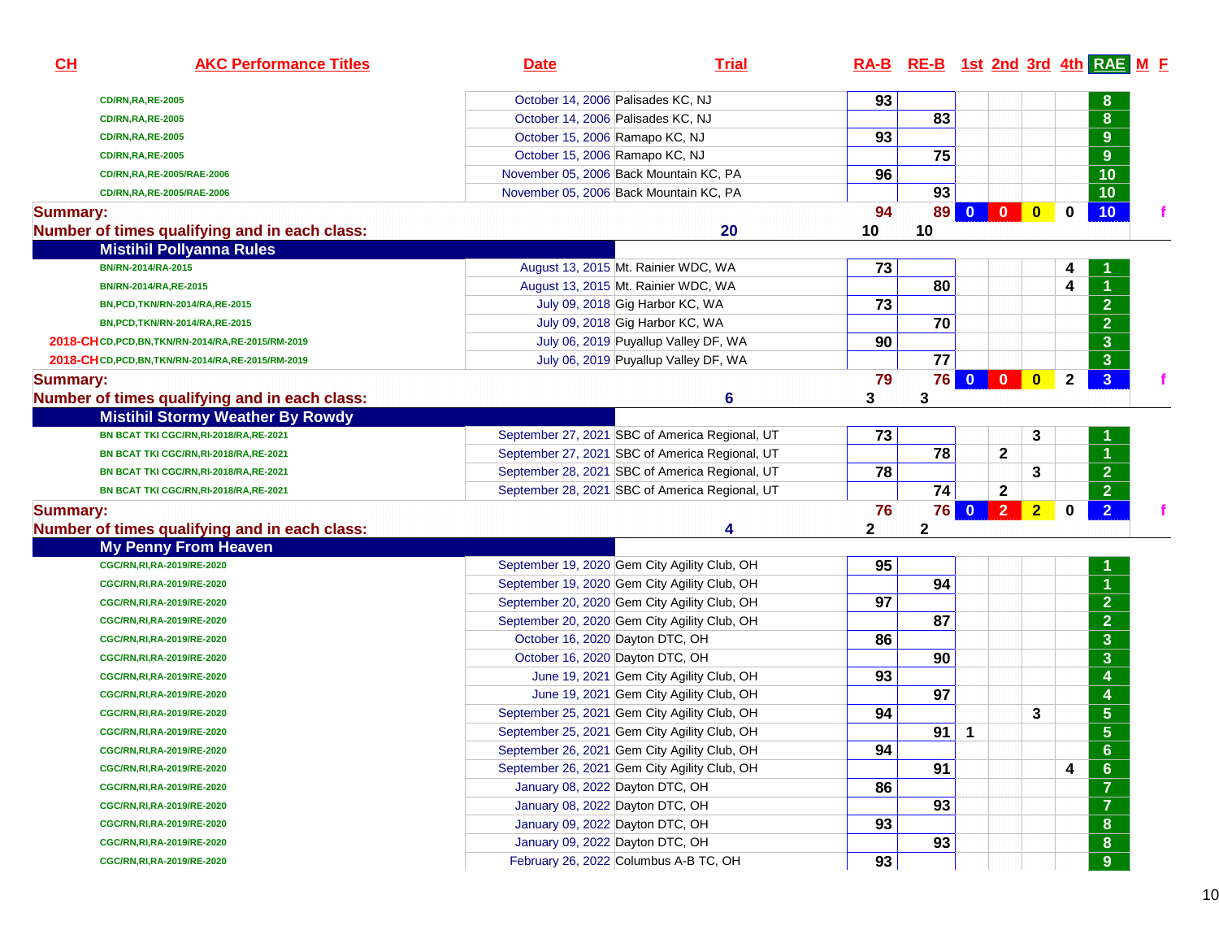| CH | AKC Performance Titles | Date | Trial | RA-B | RE-B | 1st | 2nd | 3rd | 4th | RAE | M | F |
|---|---|---|---|---|---|---|---|---|---|---|---|---|
| | CD/RN,RA,RE-2005 | October 14, 2006 | Palisades KC, NJ | 93 | | | | | | 8 | | |
| | CD/RN,RA,RE-2005 | October 14, 2006 | Palisades KC, NJ | | 83 | | | | | 8 | | |
| | CD/RN,RA,RE-2005 | October 15, 2006 | Ramapo KC, NJ | 93 | | | | | | 9 | | |
| | CD/RN,RA,RE-2005 | October 15, 2006 | Ramapo KC, NJ | | 75 | | | | | 9 | | |
| | CD/RN,RA,RE-2005/RAE-2006 | November 05, 2006 | Back Mountain KC, PA | 96 | | | | | | 10 | | |
| | CD/RN,RA,RE-2005/RAE-2006 | November 05, 2006 | Back Mountain KC, PA | | 93 | | | | | 10 | | |
| **Summary:** | | | | 94 | 89 | 0 | 0 | 0 | 0 | 10 | | f |
| **Number of times qualifying and in each class:** | | | 20 | 10 | 10 | | | | | | | |
| **Mistihil Pollyanna Rules** | | | | | | | | | | | | |
| | BN/RN-2014/RA-2015 | August 13, 2015 | Mt. Rainier WDC, WA | 73 | | | | | 4 | 1 | | |
| | BN/RN-2014/RA,RE-2015 | August 13, 2015 | Mt. Rainier WDC, WA | | 80 | | | | 4 | 1 | | |
| | BN,PCD,TKN/RN-2014/RA,RE-2015 | July 09, 2018 | Gig Harbor KC, WA | 73 | | | | | | 2 | | |
| | BN,PCD,TKN/RN-2014/RA,RE-2015 | July 09, 2018 | Gig Harbor KC, WA | | 70 | | | | | 2 | | |
| 2018-CH | CD,PCD,BN,TKN/RN-2014/RA,RE-2015/RM-2019 | July 06, 2019 | Puyallup Valley DF, WA | 90 | | | | | | 3 | | |
| 2018-CH | CD,PCD,BN,TKN/RN-2014/RA,RE-2015/RM-2019 | July 06, 2019 | Puyallup Valley DF, WA | | 77 | | | | | 3 | | |
| **Summary:** | | | | 79 | 76 | 0 | 0 | 0 | 2 | 3 | | f |
| **Number of times qualifying and in each class:** | | | 6 | 3 | 3 | | | | | | | |
| **Mistihil Stormy Weather By Rowdy** | | | | | | | | | | | | |
| | BN BCAT TKI CGC/RN,RI-2018/RA,RE-2021 | September 27, 2021 | SBC of America Regional, UT | 73 | | | | 3 | | 1 | | |
| | BN BCAT TKI CGC/RN,RI-2018/RA,RE-2021 | September 27, 2021 | SBC of America Regional, UT | | 78 | | 2 | | | 1 | | |
| | BN BCAT TKI CGC/RN,RI-2018/RA,RE-2021 | September 28, 2021 | SBC of America Regional, UT | 78 | | | | 3 | | 2 | | |
| | BN BCAT TKI CGC/RN,RI-2018/RA,RE-2021 | September 28, 2021 | SBC of America Regional, UT | | 74 | | 2 | | | 2 | | |
| **Summary:** | | | | 76 | 76 | 0 | 2 | 2 | 0 | 2 | | f |
| **Number of times qualifying and in each class:** | | | 4 | 2 | 2 | | | | | | | |
| **My Penny From Heaven** | | | | | | | | | | | | |
| | CGC/RN,RI,RA-2019/RE-2020 | September 19, 2020 | Gem City Agility Club, OH | 95 | | | | | | 1 | | |
| | CGC/RN,RI,RA-2019/RE-2020 | September 19, 2020 | Gem City Agility Club, OH | | 94 | | | | | 1 | | |
| | CGC/RN,RI,RA-2019/RE-2020 | September 20, 2020 | Gem City Agility Club, OH | 97 | | | | | | 2 | | |
| | CGC/RN,RI,RA-2019/RE-2020 | September 20, 2020 | Gem City Agility Club, OH | | 87 | | | | | 2 | | |
| | CGC/RN,RI,RA-2019/RE-2020 | October 16, 2020 | Dayton DTC, OH | 86 | | | | | | 3 | | |
| | CGC/RN,RI,RA-2019/RE-2020 | October 16, 2020 | Dayton DTC, OH | | 90 | | | | | 3 | | |
| | CGC/RN,RI,RA-2019/RE-2020 | June 19, 2021 | Gem City Agility Club, OH | 93 | | | | | | 4 | | |
| | CGC/RN,RI,RA-2019/RE-2020 | June 19, 2021 | Gem City Agility Club, OH | | 97 | | | | | 4 | | |
| | CGC/RN,RI,RA-2019/RE-2020 | September 25, 2021 | Gem City Agility Club, OH | 94 | | | | 3 | | 5 | | |
| | CGC/RN,RI,RA-2019/RE-2020 | September 25, 2021 | Gem City Agility Club, OH | | 91 | 1 | | | | 5 | | |
| | CGC/RN,RI,RA-2019/RE-2020 | September 26, 2021 | Gem City Agility Club, OH | 94 | | | | | | 6 | | |
| | CGC/RN,RI,RA-2019/RE-2020 | September 26, 2021 | Gem City Agility Club, OH | | 91 | | | | 4 | 6 | | |
| | CGC/RN,RI,RA-2019/RE-2020 | January 08, 2022 | Dayton DTC, OH | 86 | | | | | | 7 | | |
| | CGC/RN,RI,RA-2019/RE-2020 | January 08, 2022 | Dayton DTC, OH | | 93 | | | | | 7 | | |
| | CGC/RN,RI,RA-2019/RE-2020 | January 09, 2022 | Dayton DTC, OH | 93 | | | | | | 8 | | |
| | CGC/RN,RI,RA-2019/RE-2020 | January 09, 2022 | Dayton DTC, OH | | 93 | | | | | 8 | | |
| | CGC/RN,RI,RA-2019/RE-2020 | February 26, 2022 | Columbus A-B TC, OH | 93 | | | | | | 9 | | |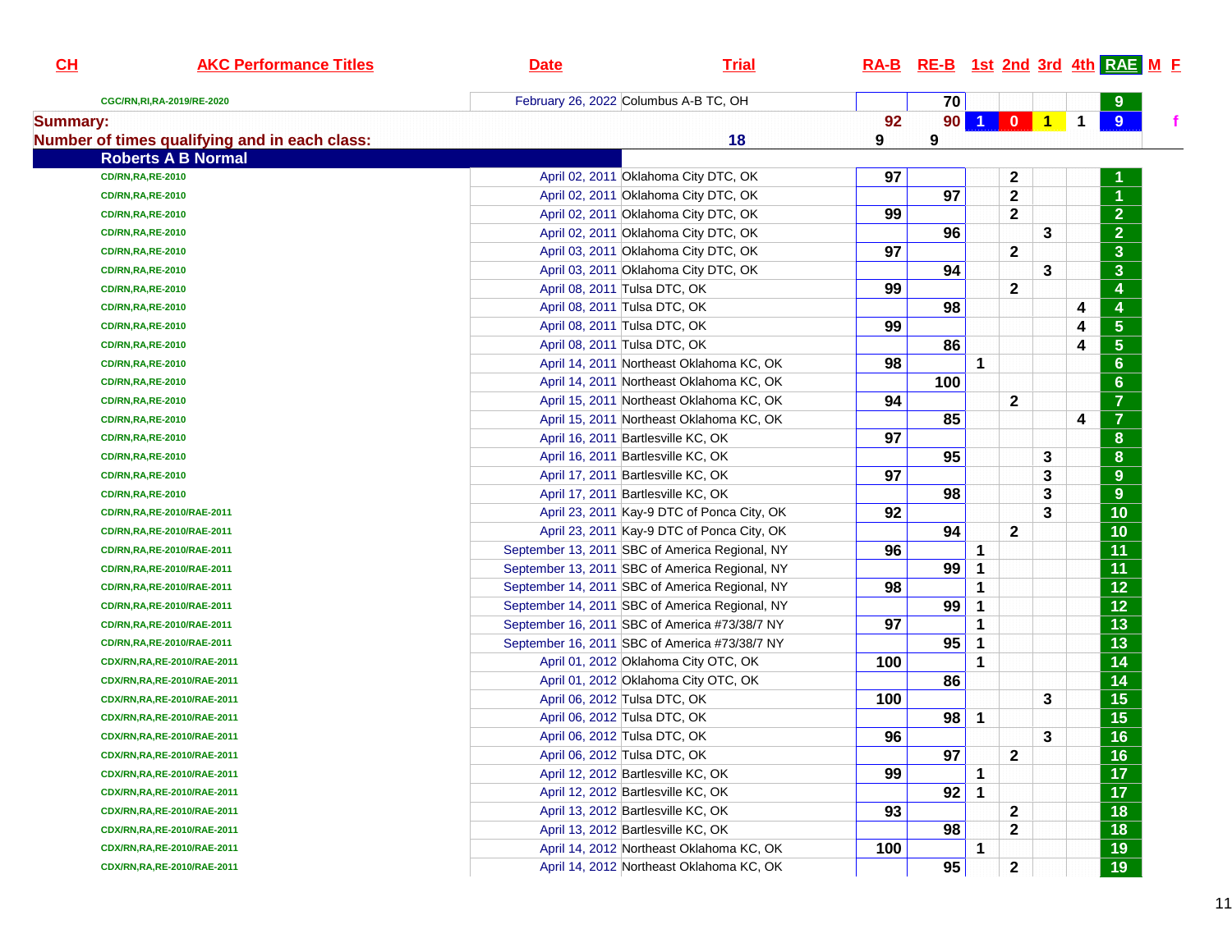| CH | AKC Performance Titles | Date | Trial | RA-B | RE-B | 1st | 2nd | 3rd | 4th | RAE | M | F |
|---|---|---|---|---|---|---|---|---|---|---|---|---|
| | CGC/RN,RI,RA-2019/RE-2020 | February 26, 2022 | Columbus A-B TC, OH | | 70 | | | | | 9 | | |
| Summary: | | | | 92 | 90 | 1 | 0 | 1 | 1 | 9 | | f |
| Number of times qualifying and in each class: | | | 18 | 9 | 9 | | | | | | | |
| | **Roberts A B Normal** | | | | | | | | | | | |
| | CD/RN,RA,RE-2010 | April 02, 2011 | Oklahoma City DTC, OK | 97 | | | 2 | | | 1 | | |
| | CD/RN,RA,RE-2010 | April 02, 2011 | Oklahoma City DTC, OK | | 97 | | 2 | | | 1 | | |
| | CD/RN,RA,RE-2010 | April 02, 2011 | Oklahoma City DTC, OK | 99 | | | 2 | | | 2 | | |
| | CD/RN,RA,RE-2010 | April 02, 2011 | Oklahoma City DTC, OK | | 96 | | | 3 | | 2 | | |
| | CD/RN,RA,RE-2010 | April 03, 2011 | Oklahoma City DTC, OK | 97 | | | 2 | | | 3 | | |
| | CD/RN,RA,RE-2010 | April 03, 2011 | Oklahoma City DTC, OK | | 94 | | | 3 | | 3 | | |
| | CD/RN,RA,RE-2010 | April 08, 2011 | Tulsa DTC, OK | 99 | | | 2 | | | 4 | | |
| | CD/RN,RA,RE-2010 | April 08, 2011 | Tulsa DTC, OK | | 98 | | | | 4 | 4 | | |
| | CD/RN,RA,RE-2010 | April 08, 2011 | Tulsa DTC, OK | 99 | | | | | 4 | 5 | | |
| | CD/RN,RA,RE-2010 | April 08, 2011 | Tulsa DTC, OK | | 86 | | | | 4 | 5 | | |
| | CD/RN,RA,RE-2010 | April 14, 2011 | Northeast Oklahoma KC, OK | 98 | | 1 | | | | 6 | | |
| | CD/RN,RA,RE-2010 | April 14, 2011 | Northeast Oklahoma KC, OK | | 100 | | | | | 6 | | |
| | CD/RN,RA,RE-2010 | April 15, 2011 | Northeast Oklahoma KC, OK | 94 | | | 2 | | | 7 | | |
| | CD/RN,RA,RE-2010 | April 15, 2011 | Northeast Oklahoma KC, OK | | 85 | | | | 4 | 7 | | |
| | CD/RN,RA,RE-2010 | April 16, 2011 | Bartlesville KC, OK | 97 | | | | | | 8 | | |
| | CD/RN,RA,RE-2010 | April 16, 2011 | Bartlesville KC, OK | | 95 | | | 3 | | 8 | | |
| | CD/RN,RA,RE-2010 | April 17, 2011 | Bartlesville KC, OK | 97 | | | | 3 | | 9 | | |
| | CD/RN,RA,RE-2010 | April 17, 2011 | Bartlesville KC, OK | | 98 | | | 3 | | 9 | | |
| | CD/RN,RA,RE-2010/RAE-2011 | April 23, 2011 | Kay-9 DTC of Ponca City, OK | 92 | | | | 3 | | 10 | | |
| | CD/RN,RA,RE-2010/RAE-2011 | April 23, 2011 | Kay-9 DTC of Ponca City, OK | | 94 | | 2 | | | 10 | | |
| | CD/RN,RA,RE-2010/RAE-2011 | September 13, 2011 | SBC of America Regional, NY | 96 | | 1 | | | | 11 | | |
| | CD/RN,RA,RE-2010/RAE-2011 | September 13, 2011 | SBC of America Regional, NY | | 99 | 1 | | | | 11 | | |
| | CD/RN,RA,RE-2010/RAE-2011 | September 14, 2011 | SBC of America Regional, NY | 98 | | 1 | | | | 12 | | |
| | CD/RN,RA,RE-2010/RAE-2011 | September 14, 2011 | SBC of America Regional, NY | | 99 | 1 | | | | 12 | | |
| | CD/RN,RA,RE-2010/RAE-2011 | September 16, 2011 | SBC of America #73/38/7 NY | 97 | | 1 | | | | 13 | | |
| | CD/RN,RA,RE-2010/RAE-2011 | September 16, 2011 | SBC of America #73/38/7 NY | | 95 | 1 | | | | 13 | | |
| | CDX/RN,RA,RE-2010/RAE-2011 | April 01, 2012 | Oklahoma City OTC, OK | 100 | | 1 | | | | 14 | | |
| | CDX/RN,RA,RE-2010/RAE-2011 | April 01, 2012 | Oklahoma City OTC, OK | | 86 | | | | | 14 | | |
| | CDX/RN,RA,RE-2010/RAE-2011 | April 06, 2012 | Tulsa DTC, OK | 100 | | | | 3 | | 15 | | |
| | CDX/RN,RA,RE-2010/RAE-2011 | April 06, 2012 | Tulsa DTC, OK | | 98 | 1 | | | | 15 | | |
| | CDX/RN,RA,RE-2010/RAE-2011 | April 06, 2012 | Tulsa DTC, OK | 96 | | | | 3 | | 16 | | |
| | CDX/RN,RA,RE-2010/RAE-2011 | April 06, 2012 | Tulsa DTC, OK | | 97 | | 2 | | | 16 | | |
| | CDX/RN,RA,RE-2010/RAE-2011 | April 12, 2012 | Bartlesville KC, OK | 99 | | 1 | | | | 17 | | |
| | CDX/RN,RA,RE-2010/RAE-2011 | April 12, 2012 | Bartlesville KC, OK | | 92 | 1 | | | | 17 | | |
| | CDX/RN,RA,RE-2010/RAE-2011 | April 13, 2012 | Bartlesville KC, OK | 93 | | | 2 | | | 18 | | |
| | CDX/RN,RA,RE-2010/RAE-2011 | April 13, 2012 | Bartlesville KC, OK | | 98 | | 2 | | | 18 | | |
| | CDX/RN,RA,RE-2010/RAE-2011 | April 14, 2012 | Northeast Oklahoma KC, OK | 100 | | 1 | | | | 19 | | |
| | CDX/RN,RA,RE-2010/RAE-2011 | April 14, 2012 | Northeast Oklahoma KC, OK | | 95 | | 2 | | | 19 | | |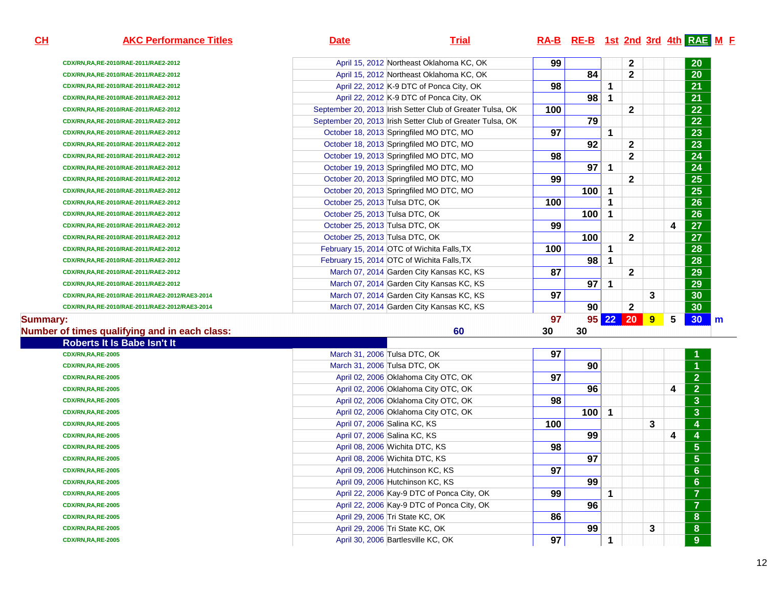| CH | AKC Performance Titles | Date | Trial | RA-B | RE-B | 1st | 2nd | 3rd | 4th | RAE | M | F |
|---|---|---|---|---|---|---|---|---|---|---|---|---|
| | CDX/RN,RA,RE-2010/RAE-2011/RAE2-2012 | April 15, 2012 | Northeast Oklahoma KC, OK | 99 | | | 2 | | | 20 | | |
| | CDX/RN,RA,RE-2010/RAE-2011/RAE2-2012 | April 15, 2012 | Northeast Oklahoma KC, OK | | 84 | | 2 | | | 20 | | |
| | CDX/RN,RA,RE-2010/RAE-2011/RAE2-2012 | April 22, 2012 | K-9 DTC of Ponca City, OK | 98 | | 1 | | | | 21 | | |
| | CDX/RN,RA,RE-2010/RAE-2011/RAE2-2012 | April 22, 2012 | K-9 DTC of Ponca City, OK | | 98 | 1 | | | | 21 | | |
| | CDX/RN,RA,RE-2010/RAE-2011/RAE2-2012 | September 20, 2013 | Irish Setter Club of Greater Tulsa, OK | 100 | | | 2 | | | 22 | | |
| | CDX/RN,RA,RE-2010/RAE-2011/RAE2-2012 | September 20, 2013 | Irish Setter Club of Greater Tulsa, OK | | 79 | | | | | 22 | | |
| | CDX/RN,RA,RE-2010/RAE-2011/RAE2-2012 | October 18, 2013 | Springfiled MO DTC, MO | 97 | | 1 | | | | 23 | | |
| | CDX/RN,RA,RE-2010/RAE-2011/RAE2-2012 | October 18, 2013 | Springfiled MO DTC, MO | | 92 | | 2 | | | 23 | | |
| | CDX/RN,RA,RE-2010/RAE-2011/RAE2-2012 | October 19, 2013 | Springfiled MO DTC, MO | 98 | | | 2 | | | 24 | | |
| | CDX/RN,RA,RE-2010/RAE-2011/RAE2-2012 | October 19, 2013 | Springfiled MO DTC, MO | | 97 | 1 | | | | 24 | | |
| | CDX/RN,RA,RE-2010/RAE-2011/RAE2-2012 | October 20, 2013 | Springfiled MO DTC, MO | 99 | | | 2 | | | 25 | | |
| | CDX/RN,RA,RE-2010/RAE-2011/RAE2-2012 | October 20, 2013 | Springfiled MO DTC, MO | | 100 | 1 | | | | 25 | | |
| | CDX/RN,RA,RE-2010/RAE-2011/RAE2-2012 | October 25, 2013 | Tulsa DTC, OK | 100 | | 1 | | | | 26 | | |
| | CDX/RN,RA,RE-2010/RAE-2011/RAE2-2012 | October 25, 2013 | Tulsa DTC, OK | | 100 | 1 | | | | 26 | | |
| | CDX/RN,RA,RE-2010/RAE-2011/RAE2-2012 | October 25, 2013 | Tulsa DTC, OK | 99 | | | | | 4 | 27 | | |
| | CDX/RN,RA,RE-2010/RAE-2011/RAE2-2012 | October 25, 2013 | Tulsa DTC, OK | | 100 | | 2 | | | 27 | | |
| | CDX/RN,RA,RE-2010/RAE-2011/RAE2-2012 | February 15, 2014 | OTC of Wichita Falls,TX | 100 | | 1 | | | | 28 | | |
| | CDX/RN,RA,RE-2010/RAE-2011/RAE2-2012 | February 15, 2014 | OTC of Wichita Falls,TX | | 98 | 1 | | | | 28 | | |
| | CDX/RN,RA,RE-2010/RAE-2011/RAE2-2012 | March 07, 2014 | Garden City Kansas KC, KS | 87 | | | 2 | | | 29 | | |
| | CDX/RN,RA,RE-2010/RAE-2011/RAE2-2012 | March 07, 2014 | Garden City Kansas KC, KS | | 97 | 1 | | | | 29 | | |
| | CDX/RN,RA,RE-2010/RAE-2011/RAE2-2012/RAE3-2014 | March 07, 2014 | Garden City Kansas KC, KS | 97 | | | | 3 | | 30 | | |
| | CDX/RN,RA,RE-2010/RAE-2011/RAE2-2012/RAE3-2014 | March 07, 2014 | Garden City Kansas KC, KS | | 90 | | 2 | | | 30 | | |
| **Summary:** | | | | 97 | 95 | 22 | 20 | 9 | 5 | 30 | m | |
| **Number of times qualifying and in each class:** | | | 60 | 30 | 30 | | | | | | | |
| **Roberts It Is Babe Isn't It** | | | | | | | | | | | | |
| | CDX/RN,RA,RE-2005 | March 31, 2006 | Tulsa DTC, OK | 97 | | | | | | 1 | | |
| | CDX/RN,RA,RE-2005 | March 31, 2006 | Tulsa DTC, OK | | 90 | | | | | 1 | | |
| | CDX/RN,RA,RE-2005 | April 02, 2006 | Oklahoma City OTC, OK | 97 | | | | | | 2 | | |
| | CDX/RN,RA,RE-2005 | April 02, 2006 | Oklahoma City OTC, OK | | 96 | | | | 4 | 2 | | |
| | CDX/RN,RA,RE-2005 | April 02, 2006 | Oklahoma City OTC, OK | 98 | | | | | | 3 | | |
| | CDX/RN,RA,RE-2005 | April 02, 2006 | Oklahoma City OTC, OK | | 100 | 1 | | | | 3 | | |
| | CDX/RN,RA,RE-2005 | April 07, 2006 | Salina KC, KS | 100 | | | | 3 | | 4 | | |
| | CDX/RN,RA,RE-2005 | April 07, 2006 | Salina KC, KS | | 99 | | | | 4 | 4 | | |
| | CDX/RN,RA,RE-2005 | April 08, 2006 | Wichita DTC, KS | 98 | | | | | | 5 | | |
| | CDX/RN,RA,RE-2005 | April 08, 2006 | Wichita DTC, KS | | 97 | | | | | 5 | | |
| | CDX/RN,RA,RE-2005 | April 09, 2006 | Hutchinson KC, KS | 97 | | | | | | 6 | | |
| | CDX/RN,RA,RE-2005 | April 09, 2006 | Hutchinson KC, KS | | 99 | | | | | 6 | | |
| | CDX/RN,RA,RE-2005 | April 22, 2006 | Kay-9 DTC of Ponca City, OK | 99 | | 1 | | | | 7 | | |
| | CDX/RN,RA,RE-2005 | April 22, 2006 | Kay-9 DTC of Ponca City, OK | | 96 | | | | | 7 | | |
| | CDX/RN,RA,RE-2005 | April 29, 2006 | Tri State KC, OK | 86 | | | | | | 8 | | |
| | CDX/RN,RA,RE-2005 | April 29, 2006 | Tri State KC, OK | | 99 | | | 3 | | 8 | | |
| | CDX/RN,RA,RE-2005 | April 30, 2006 | Bartlesville KC, OK | 97 | | 1 | | | | 9 | | |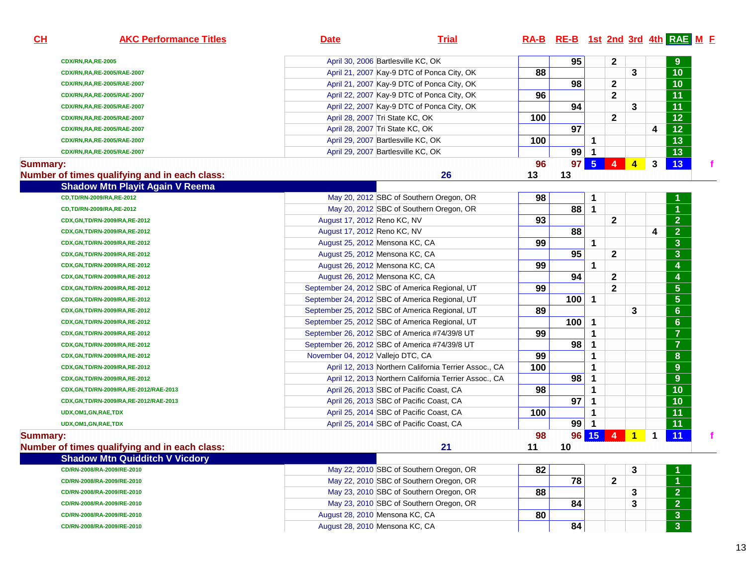| CH | AKC Performance Titles | Date | Trial | RA-B | RE-B | 1st | 2nd | 3rd | 4th | RAE | M | F |
|---|---|---|---|---|---|---|---|---|---|---|---|---|
| | CDX/RN,RA,RE-2005 | April 30, 2006 | Bartlesville KC, OK | | 95 | | 2 | | | 9 | | |
| | CDX/RN,RA,RE-2005/RAE-2007 | April 21, 2007 | Kay-9 DTC of Ponca City, OK | 88 | | | | 3 | | 10 | | |
| | CDX/RN,RA,RE-2005/RAE-2007 | April 21, 2007 | Kay-9 DTC of Ponca City, OK | | 98 | | 2 | | | 10 | | |
| | CDX/RN,RA,RE-2005/RAE-2007 | April 22, 2007 | Kay-9 DTC of Ponca City, OK | 96 | | | 2 | | | 11 | | |
| | CDX/RN,RA,RE-2005/RAE-2007 | April 22, 2007 | Kay-9 DTC of Ponca City, OK | | 94 | | | 3 | | 11 | | |
| | CDX/RN,RA,RE-2005/RAE-2007 | April 28, 2007 | Tri State KC, OK | 100 | | | 2 | | | 12 | | |
| | CDX/RN,RA,RE-2005/RAE-2007 | April 28, 2007 | Tri State KC, OK | | 97 | | | | 4 | 12 | | |
| | CDX/RN,RA,RE-2005/RAE-2007 | April 29, 2007 | Bartlesville KC, OK | 100 | | 1 | | | | 13 | | |
| | CDX/RN,RA,RE-2005/RAE-2007 | April 29, 2007 | Bartlesville KC, OK | | 99 | 1 | | | | 13 | | |
| **Summary:** | | | | 96 | 97 | 5 | 4 | 4 | 3 | 13 | | f |
| **Number of times qualifying and in each class:** | | | 26 | 13 | 13 | | | | | | | |
| | **Shadow Mtn Playit Again V Reema** | | | | | | | | | | | |
| | CD,TD/RN-2009/RA,RE-2012 | May 20, 2012 | SBC of Southern Oregon, OR | 98 | | 1 | | | | 1 | | |
| | CD,TD/RN-2009/RA,RE-2012 | May 20, 2012 | SBC of Southern Oregon, OR | | 88 | 1 | | | | 1 | | |
| | CDX,GN,TD/RN-2009/RA,RE-2012 | August 17, 2012 | Reno KC, NV | 93 | | | 2 | | | 2 | | |
| | CDX,GN,TD/RN-2009/RA,RE-2012 | August 17, 2012 | Reno KC, NV | | 88 | | | | 4 | 2 | | |
| | CDX,GN,TD/RN-2009/RA,RE-2012 | August 25, 2012 | Mensona KC, CA | 99 | | 1 | | | | 3 | | |
| | CDX,GN,TD/RN-2009/RA,RE-2012 | August 25, 2012 | Mensona KC, CA | | 95 | | 2 | | | 3 | | |
| | CDX,GN,TD/RN-2009/RA,RE-2012 | August 26, 2012 | Mensona KC, CA | 99 | | 1 | | | | 4 | | |
| | CDX,GN,TD/RN-2009/RA,RE-2012 | August 26, 2012 | Mensona KC, CA | | 94 | | 2 | | | 4 | | |
| | CDX,GN,TD/RN-2009/RA,RE-2012 | September 24, 2012 | SBC of America Regional, UT | 99 | | | 2 | | | 5 | | |
| | CDX,GN,TD/RN-2009/RA,RE-2012 | September 24, 2012 | SBC of America Regional, UT | | 100 | 1 | | | | 5 | | |
| | CDX,GN,TD/RN-2009/RA,RE-2012 | September 25, 2012 | SBC of America Regional, UT | 89 | | | | 3 | | 6 | | |
| | CDX,GN,TD/RN-2009/RA,RE-2012 | September 25, 2012 | SBC of America Regional, UT | | 100 | 1 | | | | 6 | | |
| | CDX,GN,TD/RN-2009/RA,RE-2012 | September 26, 2012 | SBC of America #74/39/8 UT | 99 | | 1 | | | | 7 | | |
| | CDX,GN,TD/RN-2009/RA,RE-2012 | September 26, 2012 | SBC of America #74/39/8 UT | | 98 | 1 | | | | 7 | | |
| | CDX,GN,TD/RN-2009/RA,RE-2012 | November 04, 2012 | Vallejo DTC, CA | 99 | | 1 | | | | 8 | | |
| | CDX,GN,TD/RN-2009/RA,RE-2012 | April 12, 2013 | Northern California Terrier Assoc., CA | 100 | | 1 | | | | 9 | | |
| | CDX,GN,TD/RN-2009/RA,RE-2012 | April 12, 2013 | Northern California Terrier Assoc., CA | | 98 | 1 | | | | 9 | | |
| | CDX,GN,TD/RN-2009/RA,RE-2012/RAE-2013 | April 26, 2013 | SBC of Pacific Coast, CA | 98 | | 1 | | | | 10 | | |
| | CDX,GN,TD/RN-2009/RA,RE-2012/RAE-2013 | April 26, 2013 | SBC of Pacific Coast, CA | | 97 | 1 | | | | 10 | | |
| | UDX,OM1,GN,RAE,TDX | April 25, 2014 | SBC of Pacific Coast, CA | 100 | | 1 | | | | 11 | | |
| | UDX,OM1,GN,RAE,TDX | April 25, 2014 | SBC of Pacific Coast, CA | | 99 | 1 | | | | 11 | | |
| **Summary:** | | | | 98 | 96 | 15 | 4 | 1 | 1 | 11 | | f |
| **Number of times qualifying and in each class:** | | | 21 | 11 | 10 | | | | | | | |
| | **Shadow Mtn Quidditch V Vicdory** | | | | | | | | | | | |
| | CD/RN-2008/RA-2009/RE-2010 | May 22, 2010 | SBC of Southern Oregon, OR | 82 | | | | 3 | | 1 | | |
| | CD/RN-2008/RA-2009/RE-2010 | May 22, 2010 | SBC of Southern Oregon, OR | | 78 | | 2 | | | 1 | | |
| | CD/RN-2008/RA-2009/RE-2010 | May 23, 2010 | SBC of Southern Oregon, OR | 88 | | | | 3 | | 2 | | |
| | CD/RN-2008/RA-2009/RE-2010 | May 23, 2010 | SBC of Southern Oregon, OR | | 84 | | | 3 | | 2 | | |
| | CD/RN-2008/RA-2009/RE-2010 | August 28, 2010 | Mensona KC, CA | 80 | | | | | | 3 | | |
| | CD/RN-2008/RA-2009/RE-2010 | August 28, 2010 | Mensona KC, CA | | 84 | | | | | 3 | | |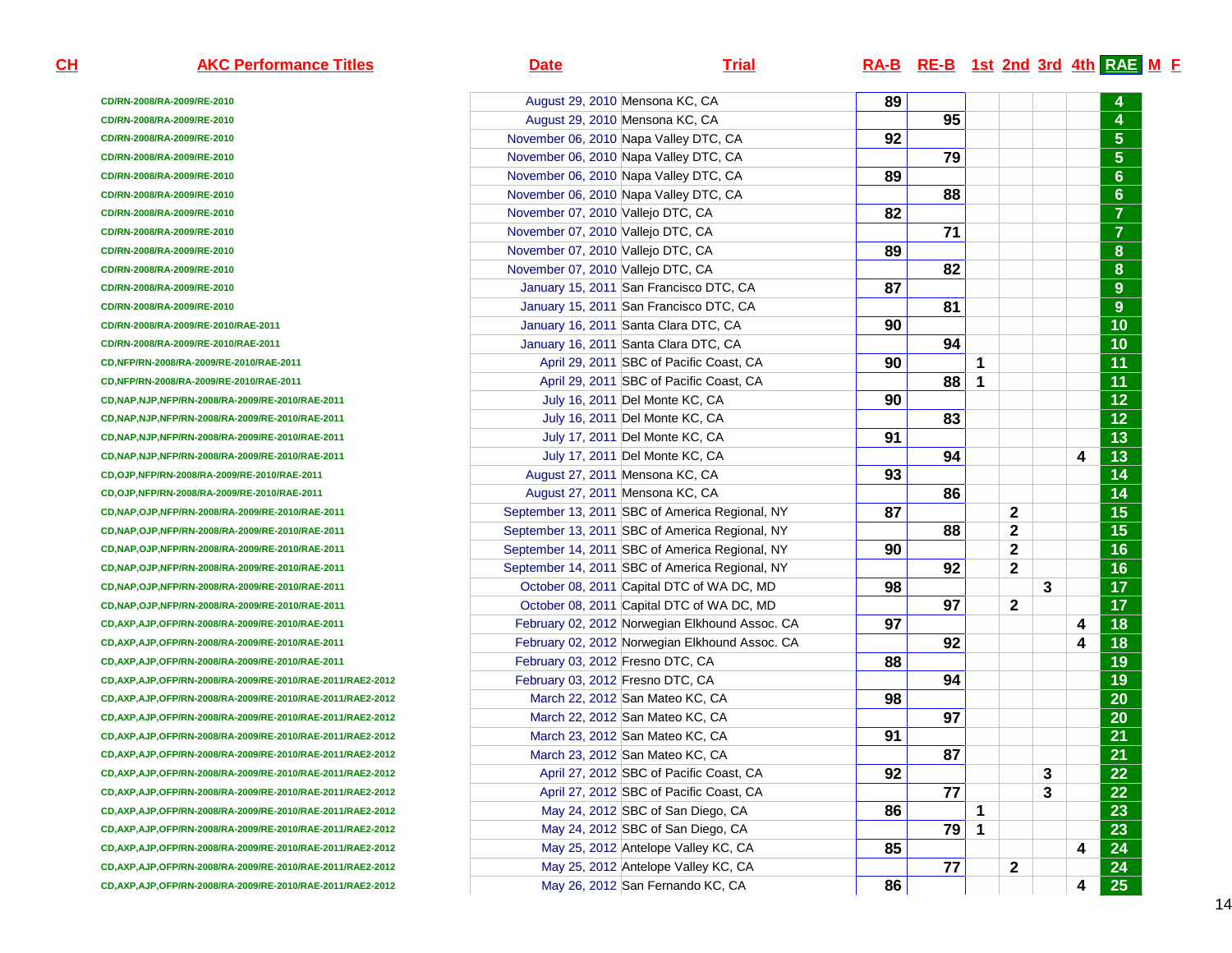| CH | AKC Performance Titles | Date | Trial | RA-B | RE-B | 1st | 2nd | 3rd | 4th | RAE | M | F |
|---|---|---|---|---|---|---|---|---|---|---|---|---|
| | CD/RN-2008/RA-2009/RE-2010 | August 29, 2010 | Mensona KC, CA | 89 | | | | | | 4 | | |
| | CD/RN-2008/RA-2009/RE-2010 | August 29, 2010 | Mensona KC, CA | | 95 | | | | | 4 | | |
| | CD/RN-2008/RA-2009/RE-2010 | November 06, 2010 | Napa Valley DTC, CA | 92 | | | | | | 5 | | |
| | CD/RN-2008/RA-2009/RE-2010 | November 06, 2010 | Napa Valley DTC, CA | | 79 | | | | | 5 | | |
| | CD/RN-2008/RA-2009/RE-2010 | November 06, 2010 | Napa Valley DTC, CA | 89 | | | | | | 6 | | |
| | CD/RN-2008/RA-2009/RE-2010 | November 06, 2010 | Napa Valley DTC, CA | | 88 | | | | | 6 | | |
| | CD/RN-2008/RA-2009/RE-2010 | November 07, 2010 | Vallejo DTC, CA | 82 | | | | | | 7 | | |
| | CD/RN-2008/RA-2009/RE-2010 | November 07, 2010 | Vallejo DTC, CA | | 71 | | | | | 7 | | |
| | CD/RN-2008/RA-2009/RE-2010 | November 07, 2010 | Vallejo DTC, CA | 89 | | | | | | 8 | | |
| | CD/RN-2008/RA-2009/RE-2010 | November 07, 2010 | Vallejo DTC, CA | | 82 | | | | | 8 | | |
| | CD/RN-2008/RA-2009/RE-2010 | January 15, 2011 | San Francisco DTC, CA | 87 | | | | | | 9 | | |
| | CD/RN-2008/RA-2009/RE-2010 | January 15, 2011 | San Francisco DTC, CA | | 81 | | | | | 9 | | |
| | CD/RN-2008/RA-2009/RE-2010/RAE-2011 | January 16, 2011 | Santa Clara DTC, CA | 90 | | | | | | 10 | | |
| | CD/RN-2008/RA-2009/RE-2010/RAE-2011 | January 16, 2011 | Santa Clara DTC, CA | | 94 | | | | | 10 | | |
| | CD,NFP/RN-2008/RA-2009/RE-2010/RAE-2011 | April 29, 2011 | SBC of Pacific Coast, CA | 90 | | 1 | | | | 11 | | |
| | CD,NFP/RN-2008/RA-2009/RE-2010/RAE-2011 | April 29, 2011 | SBC of Pacific Coast, CA | | 88 | 1 | | | | 11 | | |
| | CD,NAP,NJP,NFP/RN-2008/RA-2009/RE-2010/RAE-2011 | July 16, 2011 | Del Monte KC, CA | 90 | | | | | | 12 | | |
| | CD,NAP,NJP,NFP/RN-2008/RA-2009/RE-2010/RAE-2011 | July 16, 2011 | Del Monte KC, CA | | 83 | | | | | 12 | | |
| | CD,NAP,NJP,NFP/RN-2008/RA-2009/RE-2010/RAE-2011 | July 17, 2011 | Del Monte KC, CA | 91 | | | | | | 13 | | |
| | CD,NAP,NJP,NFP/RN-2008/RA-2009/RE-2010/RAE-2011 | July 17, 2011 | Del Monte KC, CA | | 94 | | | | 4 | 13 | | |
| | CD,OJP,NFP/RN-2008/RA-2009/RE-2010/RAE-2011 | August 27, 2011 | Mensona KC, CA | 93 | | | | | | 14 | | |
| | CD,OJP,NFP/RN-2008/RA-2009/RE-2010/RAE-2011 | August 27, 2011 | Mensona KC, CA | | 86 | | | | | 14 | | |
| | CD,NAP,OJP,NFP/RN-2008/RA-2009/RE-2010/RAE-2011 | September 13, 2011 | SBC of America Regional, NY | 87 | | | 2 | | | 15 | | |
| | CD,NAP,OJP,NFP/RN-2008/RA-2009/RE-2010/RAE-2011 | September 13, 2011 | SBC of America Regional, NY | | 88 | | 2 | | | 15 | | |
| | CD,NAP,OJP,NFP/RN-2008/RA-2009/RE-2010/RAE-2011 | September 14, 2011 | SBC of America Regional, NY | 90 | | | 2 | | | 16 | | |
| | CD,NAP,OJP,NFP/RN-2008/RA-2009/RE-2010/RAE-2011 | September 14, 2011 | SBC of America Regional, NY | | 92 | | 2 | | | 16 | | |
| | CD,NAP,OJP,NFP/RN-2008/RA-2009/RE-2010/RAE-2011 | October 08, 2011 | Capital DTC of WA DC, MD | 98 | | | | 3 | | 17 | | |
| | CD,NAP,OJP,NFP/RN-2008/RA-2009/RE-2010/RAE-2011 | October 08, 2011 | Capital DTC of WA DC, MD | | 97 | | 2 | | | 17 | | |
| | CD,AXP,AJP,OFP/RN-2008/RA-2009/RE-2010/RAE-2011 | February 02, 2012 | Norwegian Elkhound Assoc. CA | 97 | | | | | 4 | 18 | | |
| | CD,AXP,AJP,OFP/RN-2008/RA-2009/RE-2010/RAE-2011 | February 02, 2012 | Norwegian Elkhound Assoc. CA | | 92 | | | | 4 | 18 | | |
| | CD,AXP,AJP,OFP/RN-2008/RA-2009/RE-2010/RAE-2011 | February 03, 2012 | Fresno DTC, CA | 88 | | | | | | 19 | | |
| | CD,AXP,AJP,OFP/RN-2008/RA-2009/RE-2010/RAE-2011/RAE2-2012 | February 03, 2012 | Fresno DTC, CA | | 94 | | | | | 19 | | |
| | CD,AXP,AJP,OFP/RN-2008/RA-2009/RE-2010/RAE-2011/RAE2-2012 | March 22, 2012 | San Mateo KC, CA | 98 | | | | | | 20 | | |
| | CD,AXP,AJP,OFP/RN-2008/RA-2009/RE-2010/RAE-2011/RAE2-2012 | March 22, 2012 | San Mateo KC, CA | | 97 | | | | | 20 | | |
| | CD,AXP,AJP,OFP/RN-2008/RA-2009/RE-2010/RAE-2011/RAE2-2012 | March 23, 2012 | San Mateo KC, CA | 91 | | | | | | 21 | | |
| | CD,AXP,AJP,OFP/RN-2008/RA-2009/RE-2010/RAE-2011/RAE2-2012 | March 23, 2012 | San Mateo KC, CA | | 87 | | | | | 21 | | |
| | CD,AXP,AJP,OFP/RN-2008/RA-2009/RE-2010/RAE-2011/RAE2-2012 | April 27, 2012 | SBC of Pacific Coast, CA | 92 | | | | 3 | | 22 | | |
| | CD,AXP,AJP,OFP/RN-2008/RA-2009/RE-2010/RAE-2011/RAE2-2012 | April 27, 2012 | SBC of Pacific Coast, CA | | 77 | | | 3 | | 22 | | |
| | CD,AXP,AJP,OFP/RN-2008/RA-2009/RE-2010/RAE-2011/RAE2-2012 | May 24, 2012 | SBC of San Diego, CA | 86 | | 1 | | | | 23 | | |
| | CD,AXP,AJP,OFP/RN-2008/RA-2009/RE-2010/RAE-2011/RAE2-2012 | May 24, 2012 | SBC of San Diego, CA | | 79 | 1 | | | | 23 | | |
| | CD,AXP,AJP,OFP/RN-2008/RA-2009/RE-2010/RAE-2011/RAE2-2012 | May 25, 2012 | Antelope Valley KC, CA | 85 | | | | | 4 | 24 | | |
| | CD,AXP,AJP,OFP/RN-2008/RA-2009/RE-2010/RAE-2011/RAE2-2012 | May 25, 2012 | Antelope Valley KC, CA | | 77 | | 2 | | | 24 | | |
| | CD,AXP,AJP,OFP/RN-2008/RA-2009/RE-2010/RAE-2011/RAE2-2012 | May 26, 2012 | San Fernando KC, CA | 86 | | | | | 4 | 25 | | |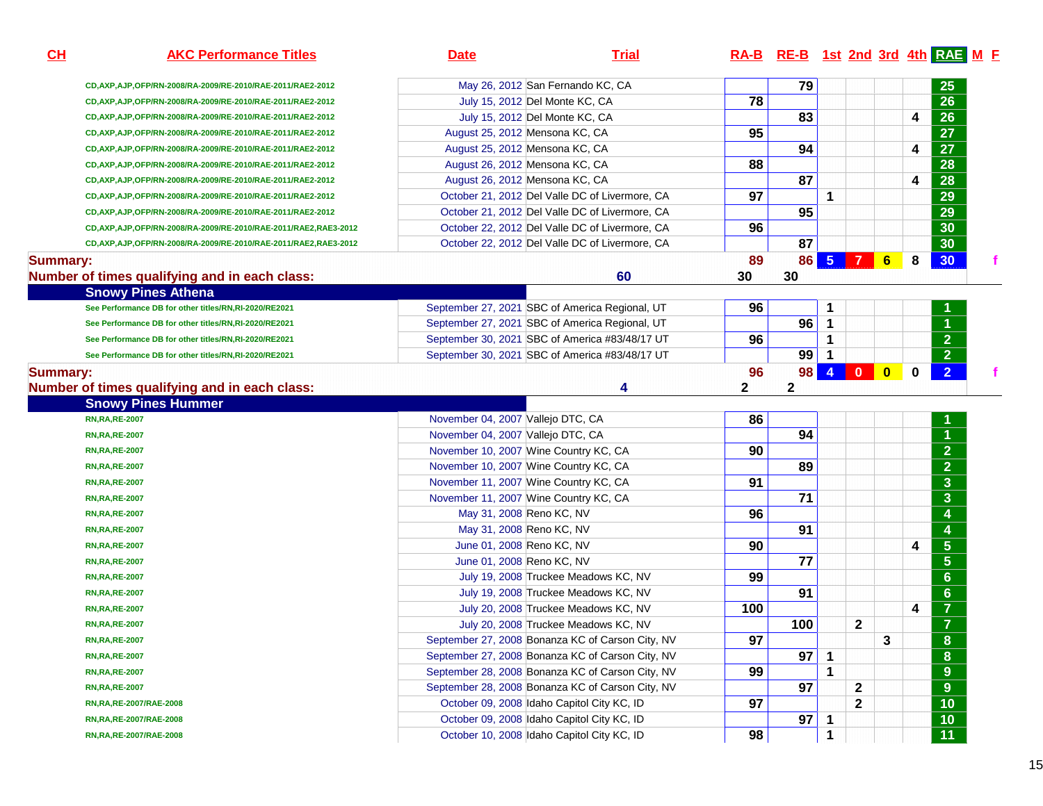| CH | AKC Performance Titles | Date | Trial | RA-B | RE-B | 1st | 2nd | 3rd | 4th | RAE | M | F |
|---|---|---|---|---|---|---|---|---|---|---|---|---|
| | CD,AXP,AJP,OFP/RN-2008/RA-2009/RE-2010/RAE-2011/RAE2-2012 | May 26, 2012 | San Fernando KC, CA | | 79 | | | | | 25 | | |
| | CD,AXP,AJP,OFP/RN-2008/RA-2009/RE-2010/RAE-2011/RAE2-2012 | July 15, 2012 | Del Monte KC, CA | 78 | | | | | | 26 | | |
| | CD,AXP,AJP,OFP/RN-2008/RA-2009/RE-2010/RAE-2011/RAE2-2012 | July 15, 2012 | Del Monte KC, CA | | 83 | | | | 4 | 26 | | |
| | CD,AXP,AJP,OFP/RN-2008/RA-2009/RE-2010/RAE-2011/RAE2-2012 | August 25, 2012 | Mensona KC, CA | 95 | | | | | | 27 | | |
| | CD,AXP,AJP,OFP/RN-2008/RA-2009/RE-2010/RAE-2011/RAE2-2012 | August 25, 2012 | Mensona KC, CA | | 94 | | | | 4 | 27 | | |
| | CD,AXP,AJP,OFP/RN-2008/RA-2009/RE-2010/RAE-2011/RAE2-2012 | August 26, 2012 | Mensona KC, CA | 88 | | | | | | 28 | | |
| | CD,AXP,AJP,OFP/RN-2008/RA-2009/RE-2010/RAE-2011/RAE2-2012 | August 26, 2012 | Mensona KC, CA | | 87 | | | | 4 | 28 | | |
| | CD,AXP,AJP,OFP/RN-2008/RA-2009/RE-2010/RAE-2011/RAE2-2012 | October 21, 2012 | Del Valle DC of Livermore, CA | 97 | | 1 | | | | 29 | | |
| | CD,AXP,AJP,OFP/RN-2008/RA-2009/RE-2010/RAE-2011/RAE2-2012 | October 21, 2012 | Del Valle DC of Livermore, CA | | 95 | | | | | 29 | | |
| | CD,AXP,AJP,OFP/RN-2008/RA-2009/RE-2010/RAE-2011/RAE2,RAE3-2012 | October 22, 2012 | Del Valle DC of Livermore, CA | 96 | | | | | | 30 | | |
| | CD,AXP,AJP,OFP/RN-2008/RA-2009/RE-2010/RAE-2011/RAE2,RAE3-2012 | October 22, 2012 | Del Valle DC of Livermore, CA | | 87 | | | | | 30 | | |
| **Summary:** | | | | 89 | 86 | 5 | 7 | 6 | 8 | 30 | | f |
| **Number of times qualifying and in each class:** | | | 60 | 30 | 30 | | | | | | | |
| **Snowy Pines Athena** | | | | | | | | | | | | |
| | See Performance DB for other titles/RN,RI-2020/RE2021 | September 27, 2021 | SBC of America Regional, UT | 96 | | 1 | | | | 1 | | |
| | See Performance DB for other titles/RN,RI-2020/RE2021 | September 27, 2021 | SBC of America Regional, UT | | 96 | 1 | | | | 1 | | |
| | See Performance DB for other titles/RN,RI-2020/RE2021 | September 30, 2021 | SBC of America #83/48/17 UT | 96 | | 1 | | | | 2 | | |
| | See Performance DB for other titles/RN,RI-2020/RE2021 | September 30, 2021 | SBC of America #83/48/17 UT | | 99 | 1 | | | | 2 | | |
| **Summary:** | | | | 96 | 98 | 4 | 0 | 0 | 0 | 2 | | f |
| **Number of times qualifying and in each class:** | | | 4 | 2 | 2 | | | | | | | |
| **Snowy Pines Hummer** | | | | | | | | | | | | |
| | RN,RA,RE-2007 | November 04, 2007 | Vallejo DTC, CA | 86 | | | | | | 1 | | |
| | RN,RA,RE-2007 | November 04, 2007 | Vallejo DTC, CA | | 94 | | | | | 1 | | |
| | RN,RA,RE-2007 | November 10, 2007 | Wine Country KC, CA | 90 | | | | | | 2 | | |
| | RN,RA,RE-2007 | November 10, 2007 | Wine Country KC, CA | | 89 | | | | | 2 | | |
| | RN,RA,RE-2007 | November 11, 2007 | Wine Country KC, CA | 91 | | | | | | 3 | | |
| | RN,RA,RE-2007 | November 11, 2007 | Wine Country KC, CA | | 71 | | | | | 3 | | |
| | RN,RA,RE-2007 | May 31, 2008 | Reno KC, NV | 96 | | | | | | 4 | | |
| | RN,RA,RE-2007 | May 31, 2008 | Reno KC, NV | | 91 | | | | | 4 | | |
| | RN,RA,RE-2007 | June 01, 2008 | Reno KC, NV | 90 | | | | | 4 | 5 | | |
| | RN,RA,RE-2007 | June 01, 2008 | Reno KC, NV | | 77 | | | | | 5 | | |
| | RN,RA,RE-2007 | July 19, 2008 | Truckee Meadows KC, NV | 99 | | | | | | 6 | | |
| | RN,RA,RE-2007 | July 19, 2008 | Truckee Meadows KC, NV | | 91 | | | | | 6 | | |
| | RN,RA,RE-2007 | July 20, 2008 | Truckee Meadows KC, NV | 100 | | | | | 4 | 7 | | |
| | RN,RA,RE-2007 | July 20, 2008 | Truckee Meadows KC, NV | | 100 | | 2 | | | 7 | | |
| | RN,RA,RE-2007 | September 27, 2008 | Bonanza KC of Carson City, NV | 97 | | | | 3 | | 8 | | |
| | RN,RA,RE-2007 | September 27, 2008 | Bonanza KC of Carson City, NV | | 97 | 1 | | | | 8 | | |
| | RN,RA,RE-2007 | September 28, 2008 | Bonanza KC of Carson City, NV | 99 | | 1 | | | | 9 | | |
| | RN,RA,RE-2007 | September 28, 2008 | Bonanza KC of Carson City, NV | | 97 | | 2 | | | 9 | | |
| | RN,RA,RE-2007/RAE-2008 | October 09, 2008 | Idaho Capitol City KC, ID | 97 | | | 2 | | | 10 | | |
| | RN,RA,RE-2007/RAE-2008 | October 09, 2008 | Idaho Capitol City KC, ID | | 97 | 1 | | | | 10 | | |
| | RN,RA,RE-2007/RAE-2008 | October 10, 2008 | Idaho Capitol City KC, ID | 98 | | 1 | | | | 11 | | |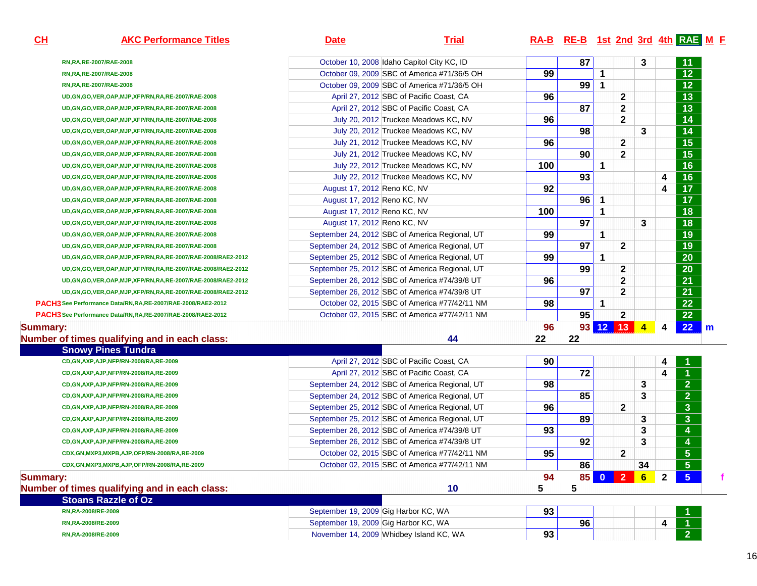| CH | AKC Performance Titles | Date | Trial | RA-B | RE-B | 1st | 2nd | 3rd | 4th | RAE | M | F |
|---|---|---|---|---|---|---|---|---|---|---|---|---|
| | RN,RA,RE-2007/RAE-2008 | October 10, 2008 | Idaho Capitol City KC, ID | | 87 | | | 3 | | 11 | | |
| | RN,RA,RE-2007/RAE-2008 | October 09, 2009 | SBC of America #71/36/5 OH | 99 | | 1 | | | | 12 | | |
| | RN,RA,RE-2007/RAE-2008 | October 09, 2009 | SBC of America #71/36/5 OH | | 99 | 1 | | | | 12 | | |
| | UD,GN,GO,VER,OAP,MJP,XFP/RN,RA,RE-2007/RAE-2008 | April 27, 2012 | SBC of Pacific Coast, CA | 96 | | | 2 | | | 13 | | |
| | UD,GN,GO,VER,OAP,MJP,XFP/RN,RA,RE-2007/RAE-2008 | April 27, 2012 | SBC of Pacific Coast, CA | | 87 | | 2 | | | 13 | | |
| | UD,GN,GO,VER,OAP,MJP,XFP/RN,RA,RE-2007/RAE-2008 | July 20, 2012 | Truckee Meadows KC, NV | 96 | | | 2 | | | 14 | | |
| | UD,GN,GO,VER,OAP,MJP,XFP/RN,RA,RE-2007/RAE-2008 | July 20, 2012 | Truckee Meadows KC, NV | | 98 | | | 3 | | 14 | | |
| | UD,GN,GO,VER,OAP,MJP,XFP/RN,RA,RE-2007/RAE-2008 | July 21, 2012 | Truckee Meadows KC, NV | 96 | | | 2 | | | 15 | | |
| | UD,GN,GO,VER,OAP,MJP,XFP/RN,RA,RE-2007/RAE-2008 | July 21, 2012 | Truckee Meadows KC, NV | | 90 | | 2 | | | 15 | | |
| | UD,GN,GO,VER,OAP,MJP,XFP/RN,RA,RE-2007/RAE-2008 | July 22, 2012 | Truckee Meadows KC, NV | 100 | | 1 | | | | 16 | | |
| | UD,GN,GO,VER,OAP,MJP,XFP/RN,RA,RE-2007/RAE-2008 | July 22, 2012 | Truckee Meadows KC, NV | | 93 | | | | 4 | 16 | | |
| | UD,GN,GO,VER,OAP,MJP,XFP/RN,RA,RE-2007/RAE-2008 | August 17, 2012 | Reno KC, NV | 92 | | | | | 4 | 17 | | |
| | UD,GN,GO,VER,OAP,MJP,XFP/RN,RA,RE-2007/RAE-2008 | August 17, 2012 | Reno KC, NV | | 96 | 1 | | | | 17 | | |
| | UD,GN,GO,VER,OAP,MJP,XFP/RN,RA,RE-2007/RAE-2008 | August 17, 2012 | Reno KC, NV | 100 | | 1 | | | | 18 | | |
| | UD,GN,GO,VER,OAP,MJP,XFP/RN,RA,RE-2007/RAE-2008 | August 17, 2012 | Reno KC, NV | | 97 | | | 3 | | 18 | | |
| | UD,GN,GO,VER,OAP,MJP,XFP/RN,RA,RE-2007/RAE-2008 | September 24, 2012 | SBC of America Regional, UT | 99 | | 1 | | | | 19 | | |
| | UD,GN,GO,VER,OAP,MJP,XFP/RN,RA,RE-2007/RAE-2008 | September 24, 2012 | SBC of America Regional, UT | | 97 | | 2 | | | 19 | | |
| | UD,GN,GO,VER,OAP,MJP,XFP/RN,RA,RE-2007/RAE-2008/RAE2-2012 | September 25, 2012 | SBC of America Regional, UT | 99 | | 1 | | | | 20 | | |
| | UD,GN,GO,VER,OAP,MJP,XFP/RN,RA,RE-2007/RAE-2008/RAE2-2012 | September 25, 2012 | SBC of America Regional, UT | | 99 | | 2 | | | 20 | | |
| | UD,GN,GO,VER,OAP,MJP,XFP/RN,RA,RE-2007/RAE-2008/RAE2-2012 | September 26, 2012 | SBC of America #74/39/8 UT | 96 | | | 2 | | | 21 | | |
| | UD,GN,GO,VER,OAP,MJP,XFP/RN,RA,RE-2007/RAE-2008/RAE2-2012 | September 26, 2012 | SBC of America #74/39/8 UT | | 97 | | 2 | | | 21 | | |
| PACH3 | See Performance Data/RN,RA,RE-2007/RAE-2008/RAE2-2012 | October 02, 2015 | SBC of America #77/42/11 NM | 98 | | 1 | | | | 22 | | |
| PACH3 | See Performance Data/RN,RA,RE-2007/RAE-2008/RAE2-2012 | October 02, 2015 | SBC of America #77/42/11 NM | | 95 | | 2 | | | 22 | | |
| **Summary:** | | | | 96 | 93 | 12 | 13 | 4 | 4 | 22 | m | |
| **Number of times qualifying and in each class:** | | | 44 | 22 | 22 | | | | | | | |
| **Snowy Pines Tundra** | | | | | | | | | | | | |
| | CD,GN,AXP,AJP,NFP/RN-2008/RA,RE-2009 | April 27, 2012 | SBC of Pacific Coast, CA | 90 | | | | | 4 | 1 | | |
| | CD,GN,AXP,AJP,NFP/RN-2008/RA,RE-2009 | April 27, 2012 | SBC of Pacific Coast, CA | | 72 | | | | 4 | 1 | | |
| | CD,GN,AXP,AJP,NFP/RN-2008/RA,RE-2009 | September 24, 2012 | SBC of America Regional, UT | 98 | | | | 3 | | 2 | | |
| | CD,GN,AXP,AJP,NFP/RN-2008/RA,RE-2009 | September 24, 2012 | SBC of America Regional, UT | | 85 | | | 3 | | 2 | | |
| | CD,GN,AXP,AJP,NFP/RN-2008/RA,RE-2009 | September 25, 2012 | SBC of America Regional, UT | 96 | | | 2 | | | 3 | | |
| | CD,GN,AXP,AJP,NFP/RN-2008/RA,RE-2009 | September 25, 2012 | SBC of America Regional, UT | | 89 | | | 3 | | 3 | | |
| | CD,GN,AXP,AJP,NFP/RN-2008/RA,RE-2009 | September 26, 2012 | SBC of America #74/39/8 UT | 93 | | | | 3 | | 4 | | |
| | CD,GN,AXP,AJP,NFP/RN-2008/RA,RE-2009 | September 26, 2012 | SBC of America #74/39/8 UT | | 92 | | | 3 | | 4 | | |
| | CDX,GN,MXP3,MXPB,AJP,OFP/RN-2008/RA,RE-2009 | October 02, 2015 | SBC of America #77/42/11 NM | 95 | | | 2 | | | 5 | | |
| | CDX,GN,MXP3,MXPB,AJP,OFP/RN-2008/RA,RE-2009 | October 02, 2015 | SBC of America #77/42/11 NM | | 86 | | | 34 | | 5 | | |
| **Summary:** | | | | 94 | 85 | 0 | 2 | 6 | 2 | 5 | | f |
| **Number of times qualifying and in each class:** | | | 10 | 5 | 5 | | | | | | | |
| **Stoans Razzle of Oz** | | | | | | | | | | | | |
| | RN,RA-2008/RE-2009 | September 19, 2009 | Gig Harbor KC, WA | 93 | | | | | | 1 | | |
| | RN,RA-2008/RE-2009 | September 19, 2009 | Gig Harbor KC, WA | | 96 | | | | 4 | 1 | | |
| | RN,RA-2008/RE-2009 | November 14, 2009 | Whidbey Island KC, WA | 93 | | | | | | 2 | | |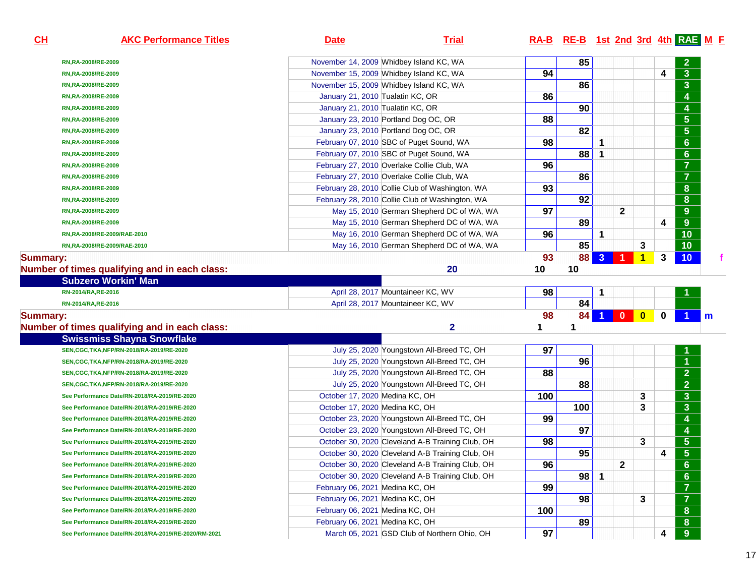| CH | AKC Performance Titles | Date | Trial | RA-B | RE-B | 1st | 2nd | 3rd | 4th | RAE | M | F |
|---|---|---|---|---|---|---|---|---|---|---|---|---|
| | RN,RA-2008/RE-2009 | November 14, 2009 | Whidbey Island KC, WA | | 85 | | | | | 2 | | |
| | RN,RA-2008/RE-2009 | November 15, 2009 | Whidbey Island KC, WA | 94 | | | | | 4 | 3 | | |
| | RN,RA-2008/RE-2009 | November 15, 2009 | Whidbey Island KC, WA | | 86 | | | | | 3 | | |
| | RN,RA-2008/RE-2009 | January 21, 2010 | Tualatin KC, OR | 86 | | | | | | 4 | | |
| | RN,RA-2008/RE-2009 | January 21, 2010 | Tualatin KC, OR | | 90 | | | | | 4 | | |
| | RN,RA-2008/RE-2009 | January 23, 2010 | Portland Dog OC, OR | 88 | | | | | | 5 | | |
| | RN,RA-2008/RE-2009 | January 23, 2010 | Portland Dog OC, OR | | 82 | | | | | 5 | | |
| | RN,RA-2008/RE-2009 | February 07, 2010 | SBC of Puget Sound, WA | 98 | | 1 | | | | 6 | | |
| | RN,RA-2008/RE-2009 | February 07, 2010 | SBC of Puget Sound, WA | | 88 | 1 | | | | 6 | | |
| | RN,RA-2008/RE-2009 | February 27, 2010 | Overlake Collie Club, WA | 96 | | | | | | 7 | | |
| | RN,RA-2008/RE-2009 | February 27, 2010 | Overlake Collie Club, WA | | 86 | | | | | 7 | | |
| | RN,RA-2008/RE-2009 | February 28, 2010 | Collie Club of Washington, WA | 93 | | | | | | 8 | | |
| | RN,RA-2008/RE-2009 | February 28, 2010 | Collie Club of Washington, WA | | 92 | | | | | 8 | | |
| | RN,RA-2008/RE-2009 | May 15, 2010 | German Shepherd DC of WA, WA | 97 | | | 2 | | | 9 | | |
| | RN,RA-2008/RE-2009 | May 15, 2010 | German Shepherd DC of WA, WA | | 89 | | | | 4 | 9 | | |
| | RN,RA-2008/RE-2009/RAE-2010 | May 16, 2010 | German Shepherd DC of WA, WA | 96 | | 1 | | | | 10 | | |
| | RN,RA-2008/RE-2009/RAE-2010 | May 16, 2010 | German Shepherd DC of WA, WA | | 85 | | | 3 | | 10 | | |
| **Summary:** | | | | 93 | 88 | 3 | 1 | 1 | 3 | 10 | | f |
| **Number of times qualifying and in each class:** | | | 20 | 10 | 10 | | | | | | | |
| **Subzero Workin' Man** | | | | | | | | | | | | |
| | RN-2014/RA,RE-2016 | April 28, 2017 | Mountaineer KC, WV | 98 | | 1 | | | | 1 | | |
| | RN-2014/RA,RE-2016 | April 28, 2017 | Mountaineer KC, WV | | 84 | | | | | | | |
| **Summary:** | | | | 98 | 84 | 1 | 0 | 0 | 0 | 1 | m | |
| **Number of times qualifying and in each class:** | | | 2 | 1 | 1 | | | | | | | |
| **Swissmiss Shayna Snowflake** | | | | | | | | | | | | |
| | SEN,CGC,TKA,NFP/RN-2018/RA-2019/RE-2020 | July 25, 2020 | Youngstown All-Breed TC, OH | 97 | | | | | | 1 | | |
| | SEN,CGC,TKA,NFP/RN-2018/RA-2019/RE-2020 | July 25, 2020 | Youngstown All-Breed TC, OH | | 96 | | | | | 1 | | |
| | SEN,CGC,TKA,NFP/RN-2018/RA-2019/RE-2020 | July 25, 2020 | Youngstown All-Breed TC, OH | 88 | | | | | | 2 | | |
| | SEN,CGC,TKA,NFP/RN-2018/RA-2019/RE-2020 | July 25, 2020 | Youngstown All-Breed TC, OH | | 88 | | | | | 2 | | |
| | See Performance Date/RN-2018/RA-2019/RE-2020 | October 17, 2020 | Medina KC, OH | 100 | | | | 3 | | 3 | | |
| | See Performance Date/RN-2018/RA-2019/RE-2020 | October 17, 2020 | Medina KC, OH | | 100 | | | 3 | | 3 | | |
| | See Performance Date/RN-2018/RA-2019/RE-2020 | October 23, 2020 | Youngstown All-Breed TC, OH | 99 | | | | | | 4 | | |
| | See Performance Date/RN-2018/RA-2019/RE-2020 | October 23, 2020 | Youngstown All-Breed TC, OH | | 97 | | | | | 4 | | |
| | See Performance Date/RN-2018/RA-2019/RE-2020 | October 30, 2020 | Cleveland A-B Training Club, OH | 98 | | | | 3 | | 5 | | |
| | See Performance Date/RN-2018/RA-2019/RE-2020 | October 30, 2020 | Cleveland A-B Training Club, OH | | 95 | | | | 4 | 5 | | |
| | See Performance Date/RN-2018/RA-2019/RE-2020 | October 30, 2020 | Cleveland A-B Training Club, OH | 96 | | | 2 | | | 6 | | |
| | See Performance Date/RN-2018/RA-2019/RE-2020 | October 30, 2020 | Cleveland A-B Training Club, OH | | 98 | 1 | | | | 6 | | |
| | See Performance Date/RN-2018/RA-2019/RE-2020 | February 06, 2021 | Medina KC, OH | 99 | | | | | | 7 | | |
| | See Performance Date/RN-2018/RA-2019/RE-2020 | February 06, 2021 | Medina KC, OH | | 98 | | | 3 | | 7 | | |
| | See Performance Date/RN-2018/RA-2019/RE-2020 | February 06, 2021 | Medina KC, OH | 100 | | | | | | 8 | | |
| | See Performance Date/RN-2018/RA-2019/RE-2020 | February 06, 2021 | Medina KC, OH | | 89 | | | | | 8 | | |
| | See Performance Date/RN-2018/RA-2019/RE-2020/RM-2021 | March 05, 2021 | GSD Club of Northern Ohio, OH | 97 | | | | | 4 | 9 | | |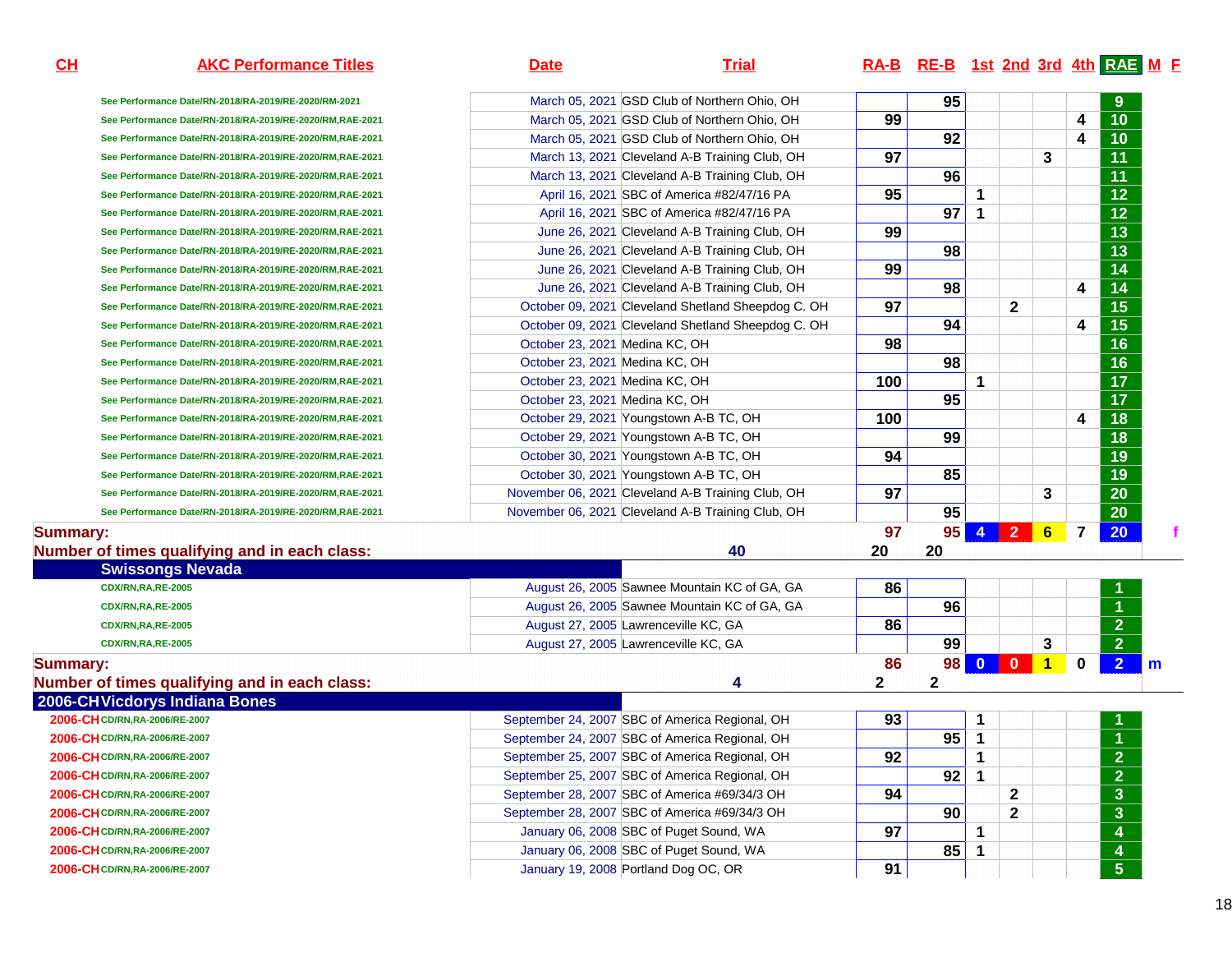| CH | AKC Performance Titles | Date | Trial | RA-B | RE-B | 1st | 2nd | 3rd | 4th | RAE | M | F |
|---|---|---|---|---|---|---|---|---|---|---|---|---|
| | See Performance Date/RN-2018/RA-2019/RE-2020/RM-2021 | March 05, 2021 | GSD Club of Northern Ohio, OH | | 95 | | | | | 9 | | |
| | See Performance Date/RN-2018/RA-2019/RE-2020/RM,RAE-2021 | March 05, 2021 | GSD Club of Northern Ohio, OH | 99 | | | | | 4 | 10 | | |
| | See Performance Date/RN-2018/RA-2019/RE-2020/RM,RAE-2021 | March 05, 2021 | GSD Club of Northern Ohio, OH | | 92 | | | | 4 | 10 | | |
| | See Performance Date/RN-2018/RA-2019/RE-2020/RM,RAE-2021 | March 13, 2021 | Cleveland A-B Training Club, OH | 97 | | | | 3 | | 11 | | |
| | See Performance Date/RN-2018/RA-2019/RE-2020/RM,RAE-2021 | March 13, 2021 | Cleveland A-B Training Club, OH | | 96 | | | | | 11 | | |
| | See Performance Date/RN-2018/RA-2019/RE-2020/RM,RAE-2021 | April 16, 2021 | SBC of America #82/47/16 PA | 95 | | 1 | | | | 12 | | |
| | See Performance Date/RN-2018/RA-2019/RE-2020/RM,RAE-2021 | April 16, 2021 | SBC of America #82/47/16 PA | | 97 | 1 | | | | 12 | | |
| | See Performance Date/RN-2018/RA-2019/RE-2020/RM,RAE-2021 | June 26, 2021 | Cleveland A-B Training Club, OH | 99 | | | | | | 13 | | |
| | See Performance Date/RN-2018/RA-2019/RE-2020/RM,RAE-2021 | June 26, 2021 | Cleveland A-B Training Club, OH | | 98 | | | | | 13 | | |
| | See Performance Date/RN-2018/RA-2019/RE-2020/RM,RAE-2021 | June 26, 2021 | Cleveland A-B Training Club, OH | 99 | | | | | | 14 | | |
| | See Performance Date/RN-2018/RA-2019/RE-2020/RM,RAE-2021 | June 26, 2021 | Cleveland A-B Training Club, OH | | 98 | | | | 4 | 14 | | |
| | See Performance Date/RN-2018/RA-2019/RE-2020/RM,RAE-2021 | October 09, 2021 | Cleveland Shetland Sheepdog C. OH | 97 | | | 2 | | | 15 | | |
| | See Performance Date/RN-2018/RA-2019/RE-2020/RM,RAE-2021 | October 09, 2021 | Cleveland Shetland Sheepdog C. OH | | 94 | | | | 4 | 15 | | |
| | See Performance Date/RN-2018/RA-2019/RE-2020/RM,RAE-2021 | October 23, 2021 | Medina KC, OH | 98 | | | | | | 16 | | |
| | See Performance Date/RN-2018/RA-2019/RE-2020/RM,RAE-2021 | October 23, 2021 | Medina KC, OH | | 98 | | | | | 16 | | |
| | See Performance Date/RN-2018/RA-2019/RE-2020/RM,RAE-2021 | October 23, 2021 | Medina KC, OH | 100 | | 1 | | | | 17 | | |
| | See Performance Date/RN-2018/RA-2019/RE-2020/RM,RAE-2021 | October 23, 2021 | Medina KC, OH | | 95 | | | | | 17 | | |
| | See Performance Date/RN-2018/RA-2019/RE-2020/RM,RAE-2021 | October 29, 2021 | Youngstown A-B TC, OH | 100 | | | | | 4 | 18 | | |
| | See Performance Date/RN-2018/RA-2019/RE-2020/RM,RAE-2021 | October 29, 2021 | Youngstown A-B TC, OH | | 99 | | | | | 18 | | |
| | See Performance Date/RN-2018/RA-2019/RE-2020/RM,RAE-2021 | October 30, 2021 | Youngstown A-B TC, OH | 94 | | | | | | 19 | | |
| | See Performance Date/RN-2018/RA-2019/RE-2020/RM,RAE-2021 | October 30, 2021 | Youngstown A-B TC, OH | | 85 | | | | | 19 | | |
| | See Performance Date/RN-2018/RA-2019/RE-2020/RM,RAE-2021 | November 06, 2021 | Cleveland A-B Training Club, OH | 97 | | | | 3 | | 20 | | |
| | See Performance Date/RN-2018/RA-2019/RE-2020/RM,RAE-2021 | November 06, 2021 | Cleveland A-B Training Club, OH | | 95 | | | | | 20 | | |
| **Summary:** | | | | 97 | 95 | 4 | 2 | 6 | 7 | 20 | | f |
| **Number of times qualifying and in each class:** | | | 40 | 20 | 20 | | | | | | | |
| **Swissongs Nevada** | | | | | | | | | | | | |
| | CDX/RN,RA,RE-2005 | August 26, 2005 | Sawnee Mountain KC of GA, GA | 86 | | | | | | 1 | | |
| | CDX/RN,RA,RE-2005 | August 26, 2005 | Sawnee Mountain KC of GA, GA | | 96 | | | | | 1 | | |
| | CDX/RN,RA,RE-2005 | August 27, 2005 | Lawrenceville KC, GA | 86 | | | | | | 2 | | |
| | CDX/RN,RA,RE-2005 | August 27, 2005 | Lawrenceville KC, GA | | 99 | | | 3 | | 2 | | |
| **Summary:** | | | | 86 | 98 | 0 | 0 | 1 | 0 | 2 | m | |
| **Number of times qualifying and in each class:** | | | 4 | 2 | 2 | | | | | | | |
| **2006-CH Vicdorys Indiana Bones** | | | | | | | | | | | | |
| 2006-CH | CD/RN,RA-2006/RE-2007 | September 24, 2007 | SBC of America Regional, OH | 93 | | 1 | | | | 1 | | |
| 2006-CH | CD/RN,RA-2006/RE-2007 | September 24, 2007 | SBC of America Regional, OH | | 95 | 1 | | | | 1 | | |
| 2006-CH | CD/RN,RA-2006/RE-2007 | September 25, 2007 | SBC of America Regional, OH | 92 | | 1 | | | | 2 | | |
| 2006-CH | CD/RN,RA-2006/RE-2007 | September 25, 2007 | SBC of America Regional, OH | | 92 | 1 | | | | 2 | | |
| 2006-CH | CD/RN,RA-2006/RE-2007 | September 28, 2007 | SBC of America #69/34/3 OH | 94 | | | 2 | | | 3 | | |
| 2006-CH | CD/RN,RA-2006/RE-2007 | September 28, 2007 | SBC of America #69/34/3 OH | | 90 | | 2 | | | 3 | | |
| 2006-CH | CD/RN,RA-2006/RE-2007 | January 06, 2008 | SBC of Puget Sound, WA | 97 | | 1 | | | | 4 | | |
| 2006-CH | CD/RN,RA-2006/RE-2007 | January 06, 2008 | SBC of Puget Sound, WA | | 85 | 1 | | | | 4 | | |
| 2006-CH | CD/RN,RA-2006/RE-2007 | January 19, 2008 | Portland Dog OC, OR | 91 | | | | | | 5 | | |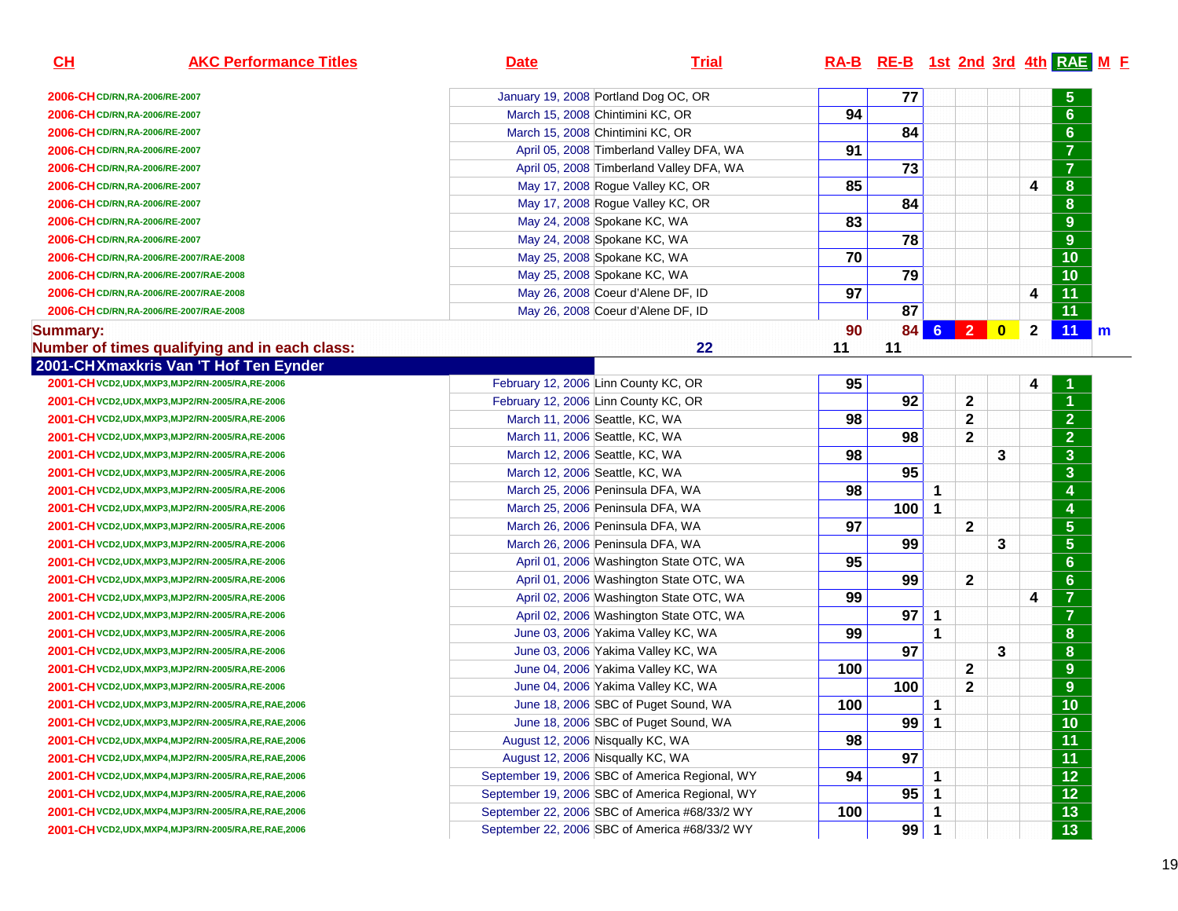| CH | AKC Performance Titles | Date | Trial | RA-B | RE-B | 1st | 2nd | 3rd | 4th | RAE | M | F |
|---|---|---|---|---|---|---|---|---|---|---|---|---|
| 2006-CH | CD/RN,RA-2006/RE-2007 | January 19, 2008 | Portland Dog OC, OR | | 77 | | | | | 5 | | |
| 2006-CH | CD/RN,RA-2006/RE-2007 | March 15, 2008 | Chintimini KC, OR | 94 | | | | | | 6 | | |
| 2006-CH | CD/RN,RA-2006/RE-2007 | March 15, 2008 | Chintimini KC, OR | | 84 | | | | | 6 | | |
| 2006-CH | CD/RN,RA-2006/RE-2007 | April 05, 2008 | Timberland Valley DFA, WA | 91 | | | | | | 7 | | |
| 2006-CH | CD/RN,RA-2006/RE-2007 | April 05, 2008 | Timberland Valley DFA, WA | | 73 | | | | | 7 | | |
| 2006-CH | CD/RN,RA-2006/RE-2007 | May 17, 2008 | Rogue Valley KC, OR | 85 | | | | | 4 | 8 | | |
| 2006-CH | CD/RN,RA-2006/RE-2007 | May 17, 2008 | Rogue Valley KC, OR | | 84 | | | | | 8 | | |
| 2006-CH | CD/RN,RA-2006/RE-2007 | May 24, 2008 | Spokane KC, WA | 83 | | | | | | 9 | | |
| 2006-CH | CD/RN,RA-2006/RE-2007 | May 24, 2008 | Spokane KC, WA | | 78 | | | | | 9 | | |
| 2006-CH | CD/RN,RA-2006/RE-2007/RAE-2008 | May 25, 2008 | Spokane KC, WA | 70 | | | | | | 10 | | |
| 2006-CH | CD/RN,RA-2006/RE-2007/RAE-2008 | May 25, 2008 | Spokane KC, WA | | 79 | | | | | 10 | | |
| 2006-CH | CD/RN,RA-2006/RE-2007/RAE-2008 | May 26, 2008 | Coeur d'Alene DF, ID | 97 | | | | | 4 | 11 | | |
| 2006-CH | CD/RN,RA-2006/RE-2007/RAE-2008 | May 26, 2008 | Coeur d'Alene DF, ID | | 87 | | | | | 11 | | |
| **Summary:** | | | | 90 | 84 | 6 | 2 | 0 | 2 | 11 | m | |
| **Number of times qualifying and in each class:** | | | 22 | 11 | 11 | | | | | | | |
| **2001-CH Xmaxkris Van 'T Hof Ten Eynder** | | | | | | | | | | | | |
| 2001-CH | VCD2,UDX,MXP3,MJP2/RN-2005/RA,RE-2006 | February 12, 2006 | Linn County KC, OR | 95 | | | | | 4 | 1 | | |
| 2001-CH | VCD2,UDX,MXP3,MJP2/RN-2005/RA,RE-2006 | February 12, 2006 | Linn County KC, OR | | 92 | | 2 | | | 1 | | |
| 2001-CH | VCD2,UDX,MXP3,MJP2/RN-2005/RA,RE-2006 | March 11, 2006 | Seattle, KC, WA | 98 | | | 2 | | | 2 | | |
| 2001-CH | VCD2,UDX,MXP3,MJP2/RN-2005/RA,RE-2006 | March 11, 2006 | Seattle, KC, WA | | 98 | | 2 | | | 2 | | |
| 2001-CH | VCD2,UDX,MXP3,MJP2/RN-2005/RA,RE-2006 | March 12, 2006 | Seattle, KC, WA | 98 | | | | 3 | | 3 | | |
| 2001-CH | VCD2,UDX,MXP3,MJP2/RN-2005/RA,RE-2006 | March 12, 2006 | Seattle, KC, WA | | 95 | | | | | 3 | | |
| 2001-CH | VCD2,UDX,MXP3,MJP2/RN-2005/RA,RE-2006 | March 25, 2006 | Peninsula DFA, WA | 98 | | 1 | | | | 4 | | |
| 2001-CH | VCD2,UDX,MXP3,MJP2/RN-2005/RA,RE-2006 | March 25, 2006 | Peninsula DFA, WA | | 100 | 1 | | | | 4 | | |
| 2001-CH | VCD2,UDX,MXP3,MJP2/RN-2005/RA,RE-2006 | March 26, 2006 | Peninsula DFA, WA | 97 | | | 2 | | | 5 | | |
| 2001-CH | VCD2,UDX,MXP3,MJP2/RN-2005/RA,RE-2006 | March 26, 2006 | Peninsula DFA, WA | | 99 | | | 3 | | 5 | | |
| 2001-CH | VCD2,UDX,MXP3,MJP2/RN-2005/RA,RE-2006 | April 01, 2006 | Washington State OTC, WA | 95 | | | | | | 6 | | |
| 2001-CH | VCD2,UDX,MXP3,MJP2/RN-2005/RA,RE-2006 | April 01, 2006 | Washington State OTC, WA | | 99 | | 2 | | | 6 | | |
| 2001-CH | VCD2,UDX,MXP3,MJP2/RN-2005/RA,RE-2006 | April 02, 2006 | Washington State OTC, WA | 99 | | | | | 4 | 7 | | |
| 2001-CH | VCD2,UDX,MXP3,MJP2/RN-2005/RA,RE-2006 | April 02, 2006 | Washington State OTC, WA | | 97 | 1 | | | | 7 | | |
| 2001-CH | VCD2,UDX,MXP3,MJP2/RN-2005/RA,RE-2006 | June 03, 2006 | Yakima Valley KC, WA | 99 | | 1 | | | | 8 | | |
| 2001-CH | VCD2,UDX,MXP3,MJP2/RN-2005/RA,RE-2006 | June 03, 2006 | Yakima Valley KC, WA | | 97 | | | 3 | | 8 | | |
| 2001-CH | VCD2,UDX,MXP3,MJP2/RN-2005/RA,RE-2006 | June 04, 2006 | Yakima Valley KC, WA | 100 | | | 2 | | | 9 | | |
| 2001-CH | VCD2,UDX,MXP3,MJP2/RN-2005/RA,RE-2006 | June 04, 2006 | Yakima Valley KC, WA | | 100 | | 2 | | | 9 | | |
| 2001-CH | VCD2,UDX,MXP3,MJP2/RN-2005/RA,RE,RAE,2006 | June 18, 2006 | SBC of Puget Sound, WA | 100 | | 1 | | | | 10 | | |
| 2001-CH | VCD2,UDX,MXP3,MJP2/RN-2005/RA,RE,RAE,2006 | June 18, 2006 | SBC of Puget Sound, WA | | 99 | 1 | | | | 10 | | |
| 2001-CH | VCD2,UDX,MXP4,MJP2/RN-2005/RA,RE,RAE,2006 | August 12, 2006 | Nisqually KC, WA | 98 | | | | | | 11 | | |
| 2001-CH | VCD2,UDX,MXP4,MJP2/RN-2005/RA,RE,RAE,2006 | August 12, 2006 | Nisqually KC, WA | | 97 | | | | | 11 | | |
| 2001-CH | VCD2,UDX,MXP4,MJP3/RN-2005/RA,RE,RAE,2006 | September 19, 2006 | SBC of America Regional, WY | 94 | | 1 | | | | 12 | | |
| 2001-CH | VCD2,UDX,MXP4,MJP3/RN-2005/RA,RE,RAE,2006 | September 19, 2006 | SBC of America Regional, WY | | 95 | 1 | | | | 12 | | |
| 2001-CH | VCD2,UDX,MXP4,MJP3/RN-2005/RA,RE,RAE,2006 | September 22, 2006 | SBC of America #68/33/2 WY | 100 | | 1 | | | | 13 | | |
| 2001-CH | VCD2,UDX,MXP4,MJP3/RN-2005/RA,RE,RAE,2006 | September 22, 2006 | SBC of America #68/33/2 WY | | 99 | 1 | | | | 13 | | |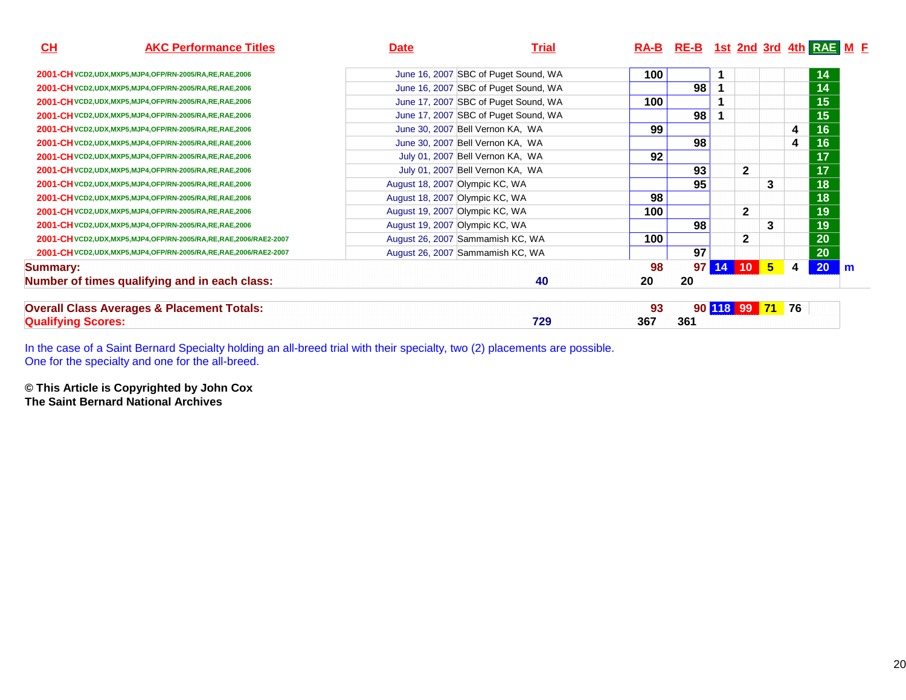| CH | AKC Performance Titles | Date | Trial | RA-B | RE-B | 1st | 2nd | 3rd | 4th | RAE | M | F |
|---|---|---|---|---|---|---|---|---|---|---|---|---|
| 2001-CH | VCD2,UDX,MXP5,MJP4,OFP/RN-2005/RA,RE,RAE,2006 | June 16, 2007 | SBC of Puget Sound, WA | 100 | | 1 | | | | 14 | | |
| 2001-CH | VCD2,UDX,MXP5,MJP4,OFP/RN-2005/RA,RE,RAE,2006 | June 16, 2007 | SBC of Puget Sound, WA | | 98 | 1 | | | | 14 | | |
| 2001-CH | VCD2,UDX,MXP5,MJP4,OFP/RN-2005/RA,RE,RAE,2006 | June 17, 2007 | SBC of Puget Sound, WA | 100 | | 1 | | | | 15 | | |
| 2001-CH | VCD2,UDX,MXP5,MJP4,OFP/RN-2005/RA,RE,RAE,2006 | June 17, 2007 | SBC of Puget Sound, WA | | 98 | 1 | | | | 15 | | |
| 2001-CH | VCD2,UDX,MXP5,MJP4,OFP/RN-2005/RA,RE,RAE,2006 | June 30, 2007 | Bell Vernon KA, WA | 99 | | | | | 4 | 16 | | |
| 2001-CH | VCD2,UDX,MXP5,MJP4,OFP/RN-2005/RA,RE,RAE,2006 | June 30, 2007 | Bell Vernon KA, WA | | 98 | | | | 4 | 16 | | |
| 2001-CH | VCD2,UDX,MXP5,MJP4,OFP/RN-2005/RA,RE,RAE,2006 | July 01, 2007 | Bell Vernon KA, WA | 92 | | | | | | 17 | | |
| 2001-CH | VCD2,UDX,MXP5,MJP4,OFP/RN-2005/RA,RE,RAE,2006 | July 01, 2007 | Bell Vernon KA, WA | | 93 | | 2 | | | 17 | | |
| 2001-CH | VCD2,UDX,MXP5,MJP4,OFP/RN-2005/RA,RE,RAE,2006 | August 18, 2007 | Olympic KC, WA | | 95 | | | 3 | | 18 | | |
| 2001-CH | VCD2,UDX,MXP5,MJP4,OFP/RN-2005/RA,RE,RAE,2006 | August 18, 2007 | Olympic KC, WA | 98 | | | | | | 18 | | |
| 2001-CH | VCD2,UDX,MXP5,MJP4,OFP/RN-2005/RA,RE,RAE,2006 | August 19, 2007 | Olympic KC, WA | 100 | | | 2 | | | 19 | | |
| 2001-CH | VCD2,UDX,MXP5,MJP4,OFP/RN-2005/RA,RE,RAE,2006 | August 19, 2007 | Olympic KC, WA | | 98 | | | 3 | | 19 | | |
| 2001-CH | VCD2,UDX,MXP5,MJP4,OFP/RN-2005/RA,RE,RAE,2006/RAE2-2007 | August 26, 2007 | Sammamish KC, WA | 100 | | | 2 | | | 20 | | |
| 2001-CH | VCD2,UDX,MXP5,MJP4,OFP/RN-2005/RA,RE,RAE,2006/RAE2-2007 | August 26, 2007 | Sammamish KC, WA | | 97 | | | | | 20 | | |
| **Summary:** | | | | 98 | 97 | 14 | 10 | 5 | 4 | 20 | m | |
| **Number of times qualifying and in each class:** | | | 40 | 20 | 20 | | | | | | | |
| **Overall Class Averages & Placement Totals:** | | | | 93 | 90 | 118 | 99 | 71 | 76 | | | |
| **Qualifying Scores:** | | | 729 | 367 | 361 | | | | | | | |

In the case of a Saint Bernard Specialty holding an all-breed trial with their specialty, two (2) placements are possible.
One for the specialty and one for the all-breed.

**© This Article is Copyrighted by John Cox**
**The Saint Bernard National Archives**